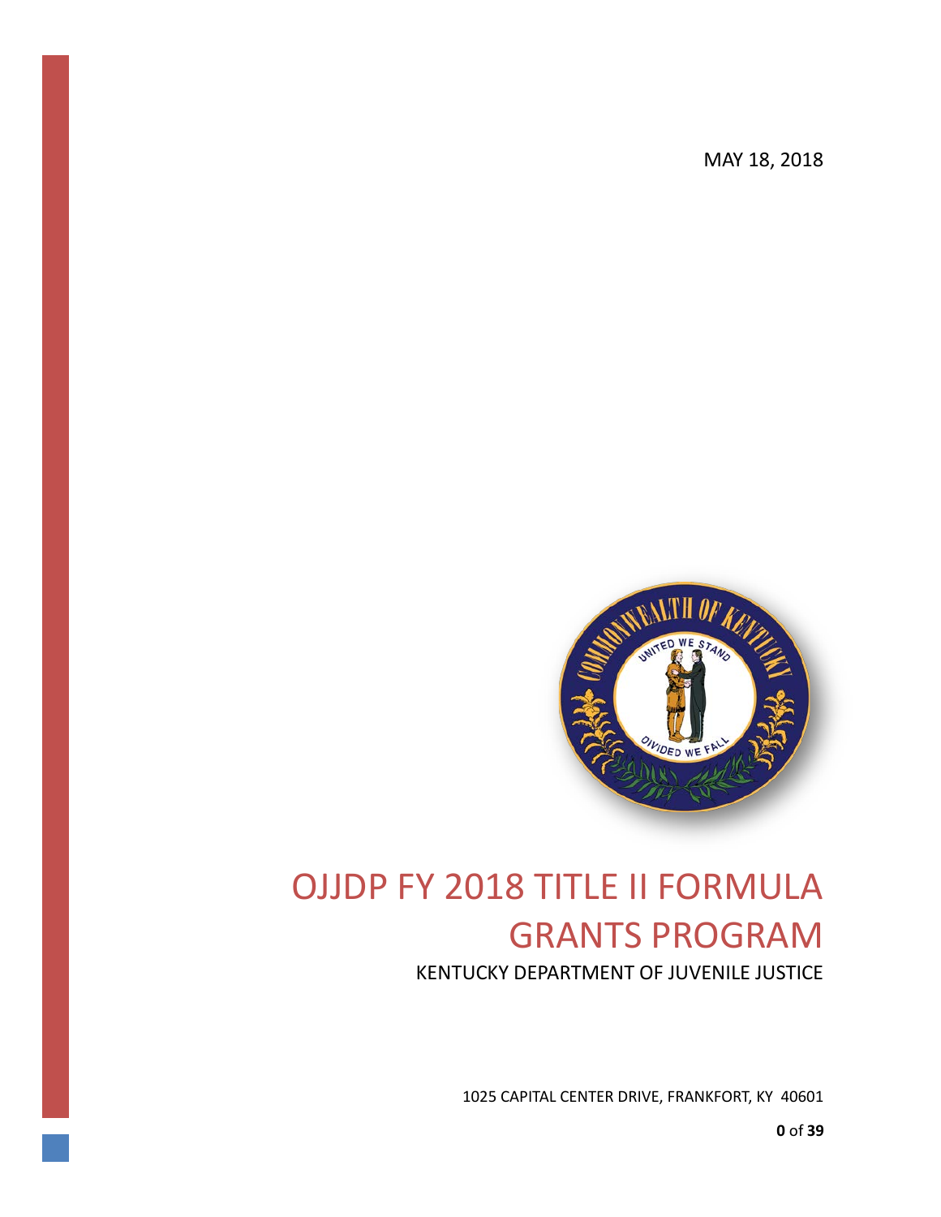MAY 18, 2018

# OJJDP FY 2018 TITLE II FORMULA GRANTS PROGRAM

KENTUCKY DEPARTMENT OF JUVENILE JUSTICE

1025 CAPITAL CENTER DRIVE, FRANKFORT, KY 40601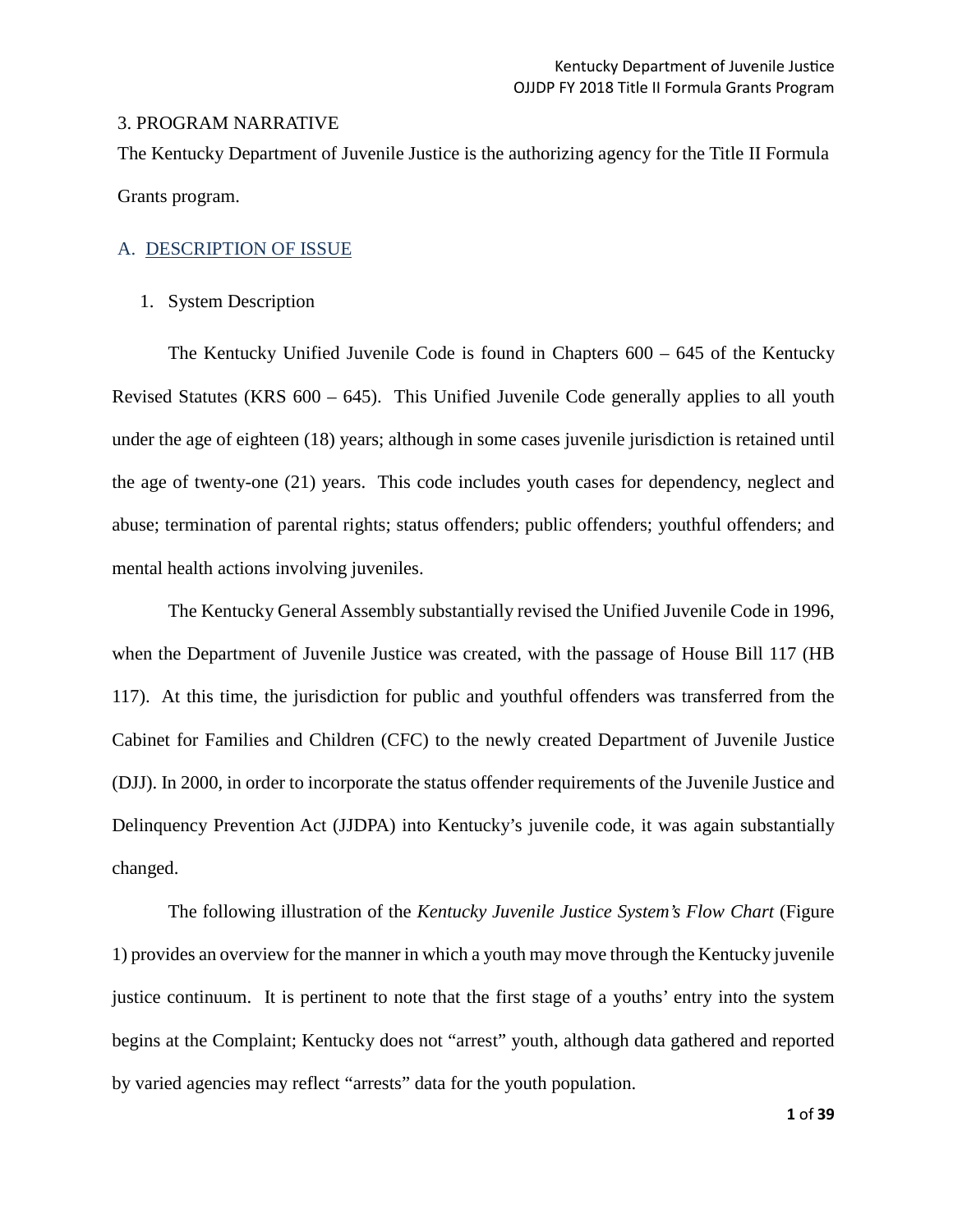## 3. PROGRAM NARRATIVE

The Kentucky Department of Juvenile Justice is the authorizing agency for the Title II Formula Grants program.

### A. DESCRIPTION OF ISSUE

1. System Description

The Kentucky Unified Juvenile Code is found in Chapters 600 – 645 of the Kentucky Revised Statutes (KRS 600 – 645). This Unified Juvenile Code generally applies to all youth under the age of eighteen (18) years; although in some cases juvenile jurisdiction is retained until the age of twenty-one (21) years. This code includes youth cases for dependency, neglect and abuse; termination of parental rights; status offenders; public offenders; youthful offenders; and mental health actions involving juveniles.

The Kentucky General Assembly substantially revised the Unified Juvenile Code in 1996, when the Department of Juvenile Justice was created, with the passage of House Bill 117 (HB 117). At this time, the jurisdiction for public and youthful offenders was transferred from the Cabinet for Families and Children (CFC) to the newly created Department of Juvenile Justice (DJJ). In 2000, in order to incorporate the status offender requirements of the Juvenile Justice and Delinquency Prevention Act (JJDPA) into Kentucky's juvenile code, it was again substantially changed.

The following illustration of the *Kentucky Juvenile Justice System's Flow Chart* (Figure 1) provides an overview for the manner in which a youth may move through the Kentucky juvenile justice continuum. It is pertinent to note that the first stage of a youths' entry into the system begins at the Complaint; Kentucky does not "arrest" youth, although data gathered and reported by varied agencies may reflect "arrests" data for the youth population.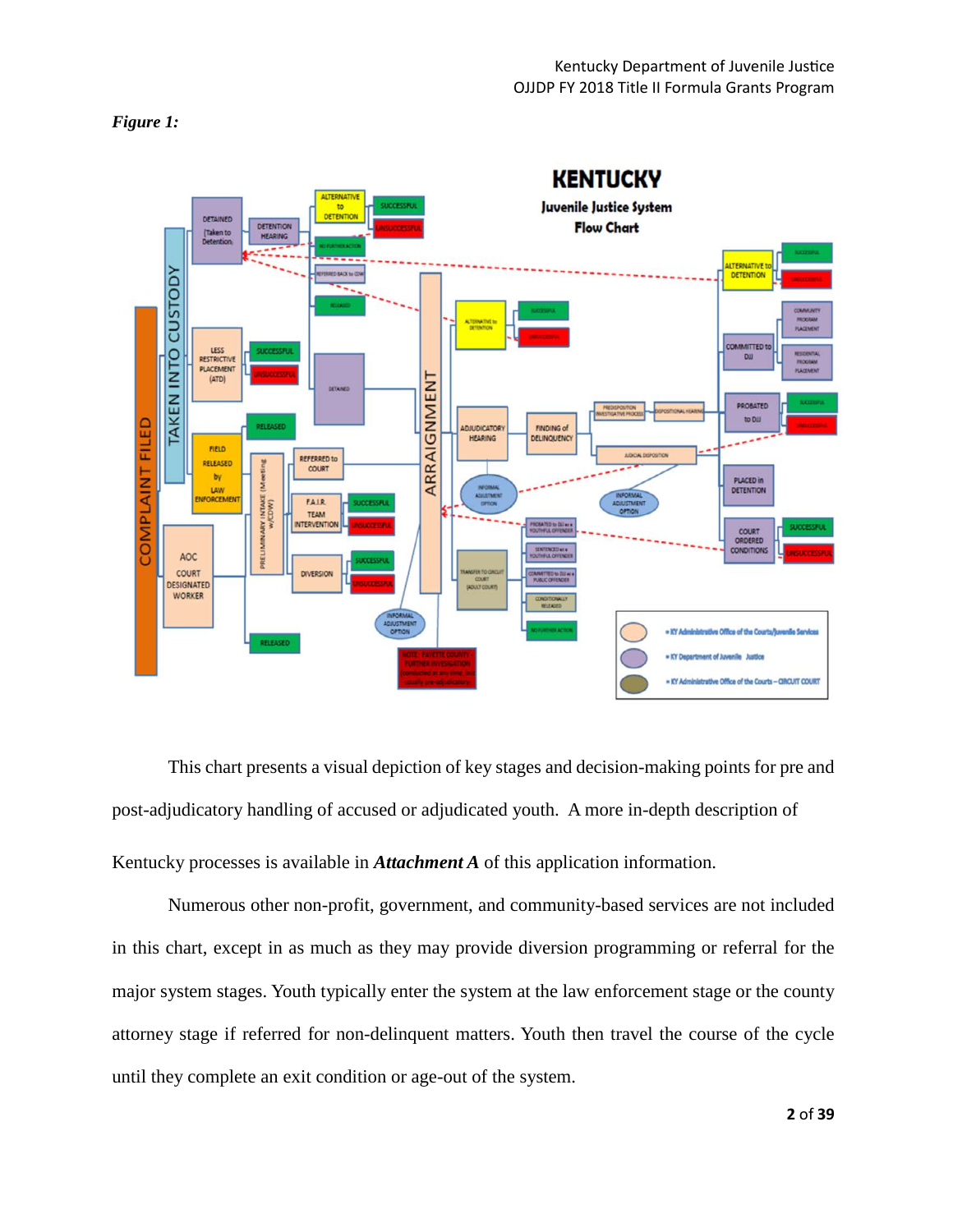*Figure 1:*

KENTUCKY
Juvenile Justice System
Flow Chart

COMPLAINT FILED

TAKEN INTO CUSTODY

DETAINED (Taken to Detention)

DETENTION HEARING

ALTERNATIVE to DETENTION

SUCCESSFUL

UNSUCCESSFUL

NO FURTHER ACTION

REFERRED BACK to CDW

RELEASED

LESS RESTRICTIVE PLACEMENT (ATD)

SUCCESSFUL

UNSUCCESSFUL

DETAINED

RELEASED

FIELD RELEASED by LAW ENFORCEMENT

PRELIMINARY INTAKE (Meeting w/CDW)

REFERRED to COURT

F.A.I.R. TEAM INTERVENTION

SUCCESSFUL

UNSUCCESSFUL

AOC COURT DESIGNATED WORKER

DIVERSION

SUCCESSFUL

UNSUCCESSFUL

INFORMAL ADJUSTMENT OPTION

RELEASED

NOTE: FAYETTE COUNTY - FURTHER INVESTIGATION (conducted at any time, but usually pre-adjudication)

ARRAIGNMENT

ALTERNATIVE to DETENTION

SUCCESSFUL

UNSUCCESSFUL

ADJUDICATORY HEARING

FINDING of DELINQUENCY

INFORMAL ADJUSTMENT OPTION

PREDISPOSITION INVESTIGATIVE PROCESS

DISPOSITIONAL HEARING

JUDICIAL DISPOSITION

INFORMAL ADJUSTMENT OPTION

PROBATED to DJJ as a YOUTHFUL OFFENDER

SENTENCED as a YOUTHFUL OFFENDER

TRANSFER TO CIRCUIT COURT (ADULT COURT)

COMMITTED to DJJ as a PUBLIC OFFENDER

CONDITIONALLY RELEASED

NO FURTHER ACTION

ALTERNATIVE to DETENTION

SUCCESSFUL

UNSUCCESSFUL

COMMITTED to DJJ

COMMUNITY PROGRAM PLACEMENT

RESIDENTIAL PROGRAM PLACEMENT

PROBATED to DJJ

SUCCESSFUL

UNSUCCESSFUL

PLACED in DETENTION

COURT ORDERED CONDITIONS

SUCCESSFUL

UNSUCCESSFUL

= KY Administrative Office of the Courts/Juvenile Services

= KY Department of Juvenile Justice

= KY Administrative Office of the Courts – CIRCUIT COURT

This chart presents a visual depiction of key stages and decision-making points for pre and post-adjudicatory handling of accused or adjudicated youth. A more in-depth description of Kentucky processes is available in ***Attachment A*** of this application information.

Numerous other non-profit, government, and community-based services are not included in this chart, except in as much as they may provide diversion programming or referral for the major system stages. Youth typically enter the system at the law enforcement stage or the county attorney stage if referred for non-delinquent matters. Youth then travel the course of the cycle until they complete an exit condition or age-out of the system.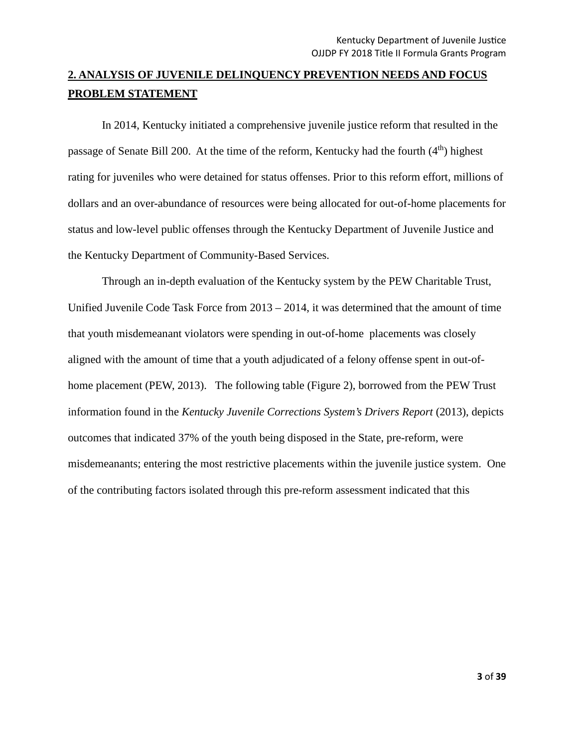## 2. ANALYSIS OF JUVENILE DELINQUENCY PREVENTION NEEDS AND FOCUS PROBLEM STATEMENT

In 2014, Kentucky initiated a comprehensive juvenile justice reform that resulted in the passage of Senate Bill 200. At the time of the reform, Kentucky had the fourth (4th) highest rating for juveniles who were detained for status offenses. Prior to this reform effort, millions of dollars and an over-abundance of resources were being allocated for out-of-home placements for status and low-level public offenses through the Kentucky Department of Juvenile Justice and the Kentucky Department of Community-Based Services.

Through an in-depth evaluation of the Kentucky system by the PEW Charitable Trust, Unified Juvenile Code Task Force from 2013 – 2014, it was determined that the amount of time that youth misdemeanant violators were spending in out-of-home placements was closely aligned with the amount of time that a youth adjudicated of a felony offense spent in out-of-home placement (PEW, 2013). The following table (Figure 2), borrowed from the PEW Trust information found in the *Kentucky Juvenile Corrections System's Drivers Report* (2013), depicts outcomes that indicated 37% of the youth being disposed in the State, pre-reform, were misdemeanants; entering the most restrictive placements within the juvenile justice system. One of the contributing factors isolated through this pre-reform assessment indicated that this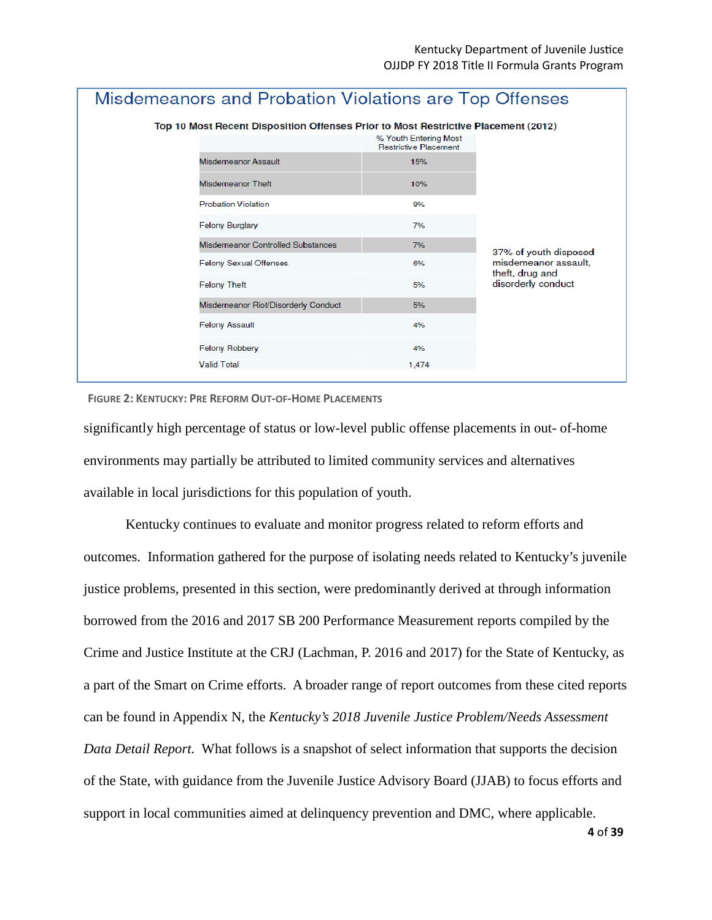## Misdemeanors and Probation Violations are Top Offenses

**Top 10 Most Recent Disposition Offenses Prior to Most Restrictive Placement (2012)**

| | % Youth Entering Most Restrictive Placement |
|---|---|
| Misdemeanor Assault | 15% |
| Misdemeanor Theft | 10% |
| Probation Violation | 9% |
| Felony Burglary | 7% |
| Misdemeanor Controlled Substances | 7% |
| Felony Sexual Offenses | 6% |
| Felony Theft | 5% |
| Misdemeanor Riot/Disorderly Conduct | 5% |
| Felony Assault | 4% |
| Felony Robbery | 4% |
| Valid Total | 1,474 |

37% of youth disposed misdemeanor assault, theft, drug and disorderly conduct

**FIGURE 2: KENTUCKY: PRE REFORM OUT-OF-HOME PLACEMENTS**

significantly high percentage of status or low-level public offense placements in out- of-home environments may partially be attributed to limited community services and alternatives available in local jurisdictions for this population of youth.

Kentucky continues to evaluate and monitor progress related to reform efforts and outcomes. Information gathered for the purpose of isolating needs related to Kentucky's juvenile justice problems, presented in this section, were predominantly derived at through information borrowed from the 2016 and 2017 SB 200 Performance Measurement reports compiled by the Crime and Justice Institute at the CRJ (Lachman, P. 2016 and 2017) for the State of Kentucky, as a part of the Smart on Crime efforts. A broader range of report outcomes from these cited reports can be found in Appendix N, the *Kentucky's 2018 Juvenile Justice Problem/Needs Assessment Data Detail Report.* What follows is a snapshot of select information that supports the decision of the State, with guidance from the Juvenile Justice Advisory Board (JJAB) to focus efforts and support in local communities aimed at delinquency prevention and DMC, where applicable.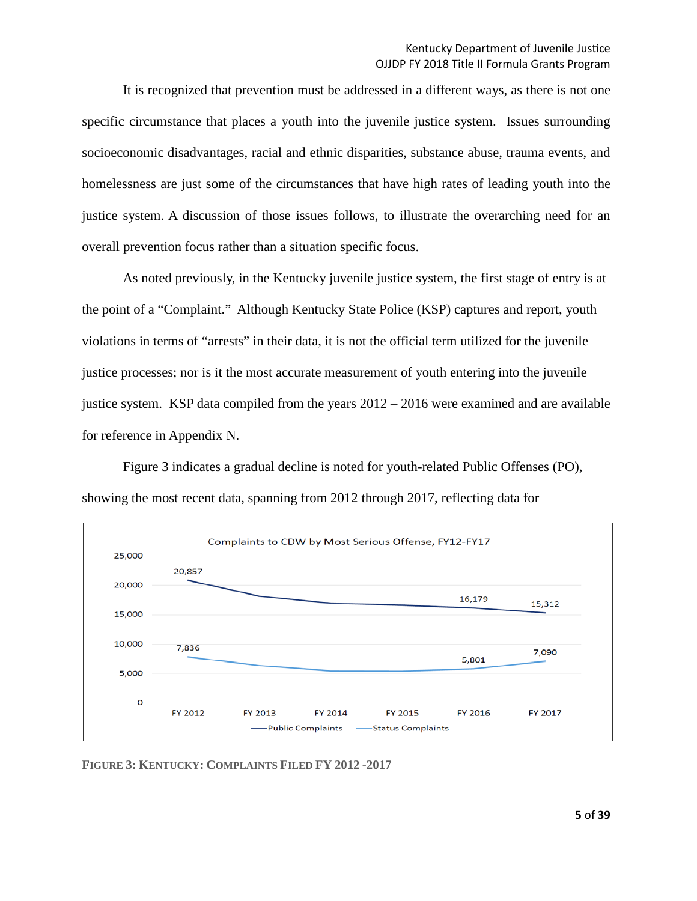It is recognized that prevention must be addressed in a different ways, as there is not one specific circumstance that places a youth into the juvenile justice system. Issues surrounding socioeconomic disadvantages, racial and ethnic disparities, substance abuse, trauma events, and homelessness are just some of the circumstances that have high rates of leading youth into the justice system. A discussion of those issues follows, to illustrate the overarching need for an overall prevention focus rather than a situation specific focus.

As noted previously, in the Kentucky juvenile justice system, the first stage of entry is at the point of a "Complaint." Although Kentucky State Police (KSP) captures and report, youth violations in terms of "arrests" in their data, it is not the official term utilized for the juvenile justice processes; nor is it the most accurate measurement of youth entering into the juvenile justice system. KSP data compiled from the years 2012 – 2016 were examined and are available for reference in Appendix N.

Figure 3 indicates a gradual decline is noted for youth-related Public Offenses (PO), showing the most recent data, spanning from 2012 through 2017, reflecting data for

Complaints to CDW by Most Serious Offense, FY12-FY17

| | FY 2012 | FY 2016 | FY 2017 |
|---|---|---|---|
| Public Complaints | 20,857 | 16,179 | 15,312 |
| Status Complaints | 7,836 | 5,801 | 7,090 |

**FIGURE 3: KENTUCKY: COMPLAINTS FILED FY 2012 -2017**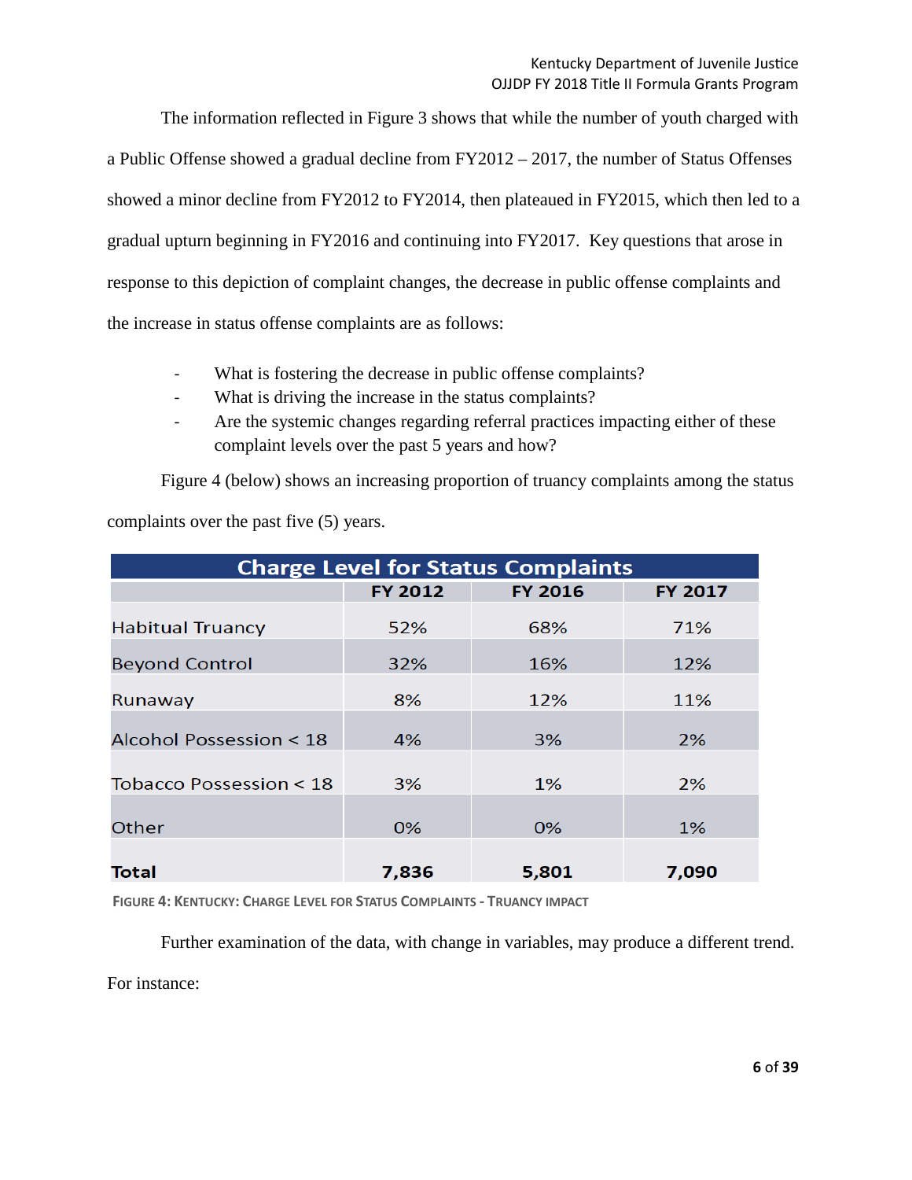The information reflected in Figure 3 shows that while the number of youth charged with a Public Offense showed a gradual decline from FY2012 – 2017, the number of Status Offenses showed a minor decline from FY2012 to FY2014, then plateaued in FY2015, which then led to a gradual upturn beginning in FY2016 and continuing into FY2017. Key questions that arose in response to this depiction of complaint changes, the decrease in public offense complaints and the increase in status offense complaints are as follows:

- What is fostering the decrease in public offense complaints?
- What is driving the increase in the status complaints?
- Are the systemic changes regarding referral practices impacting either of these complaint levels over the past 5 years and how?

Figure 4 (below) shows an increasing proportion of truancy complaints among the status complaints over the past five (5) years.

| Charge Level for Status Complaints | | | |
|---|---|---|---|
| | **FY 2012** | **FY 2016** | **FY 2017** |
| Habitual Truancy | 52% | 68% | 71% |
| Beyond Control | 32% | 16% | 12% |
| Runaway | 8% | 12% | 11% |
| Alcohol Possession < 18 | 4% | 3% | 2% |
| Tobacco Possession < 18 | 3% | 1% | 2% |
| Other | 0% | 0% | 1% |
| **Total** | **7,836** | **5,801** | **7,090** |

Figure 4: Kentucky: Charge Level for Status Complaints - Truancy Impact

Further examination of the data, with change in variables, may produce a different trend. For instance: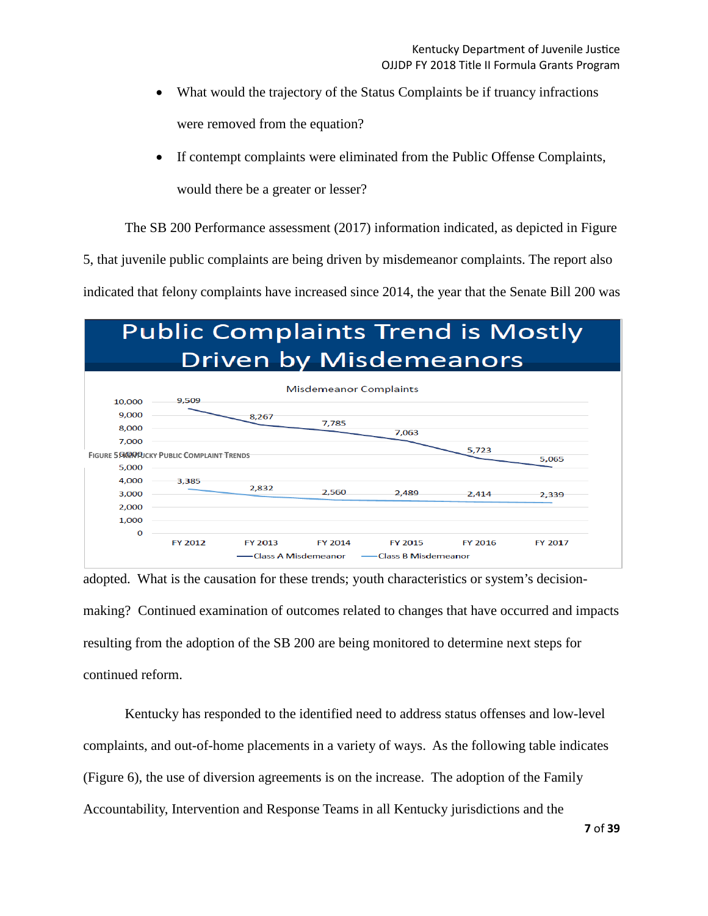- What would the trajectory of the Status Complaints be if truancy infractions were removed from the equation?
- If contempt complaints were eliminated from the Public Offense Complaints, would there be a greater or lesser?

The SB 200 Performance assessment (2017) information indicated, as depicted in Figure 5, that juvenile public complaints are being driven by misdemeanor complaints. The report also indicated that felony complaints have increased since 2014, the year that the Senate Bill 200 was adopted. What is the causation for these trends; youth characteristics or system's decision-making? Continued examination of outcomes related to changes that have occurred and impacts resulting from the adoption of the SB 200 are being monitored to determine next steps for continued reform.

Public Complaints Trend is Mostly Driven by Misdemeanors

Misdemeanor Complaints

10,000
9,000
8,000
7,000
6,000
5,000
4,000
3,000
2,000
1,000
0

9,509
8,267
7,785
7,063
5,723
5,065

3,385
2,832
2,560
2,489
2,414
2,339

FY 2012 FY 2013 FY 2014 FY 2015 FY 2016 FY 2017

Class A Misdemeanor
Class B Misdemeanor

FIGURE 5 KENTUCKY PUBLIC COMPLAINT TRENDS

Kentucky has responded to the identified need to address status offenses and low-level complaints, and out-of-home placements in a variety of ways. As the following table indicates (Figure 6), the use of diversion agreements is on the increase. The adoption of the Family Accountability, Intervention and Response Teams in all Kentucky jurisdictions and the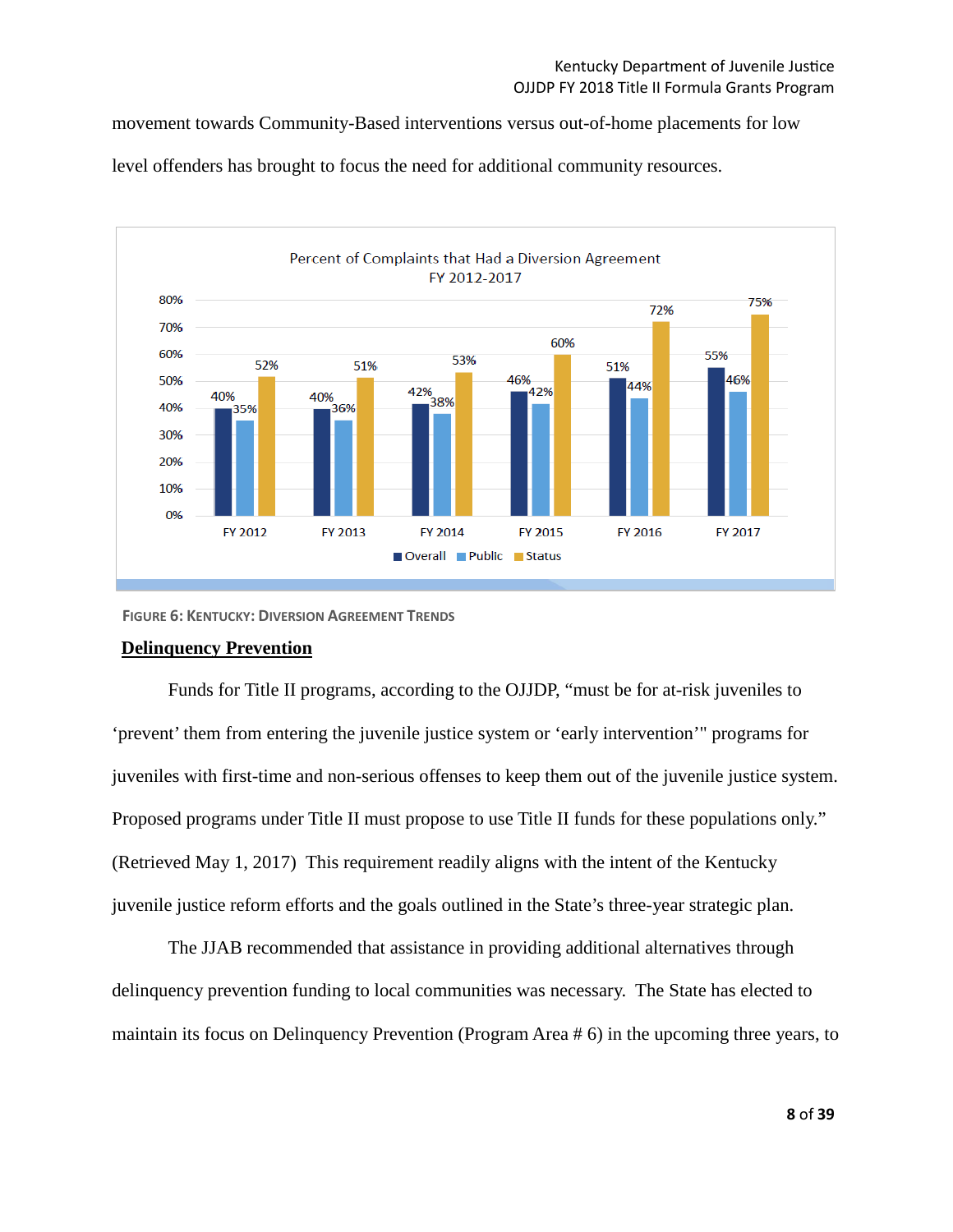movement towards Community-Based interventions versus out-of-home placements for low level offenders has brought to focus the need for additional community resources.

Percent of Complaints that Had a Diversion Agreement
FY 2012-2017

80%
70%
60%
50%
40%
30%
20%
10%
0%

FY 2012: 40% 35% 52%
FY 2013: 40% 36% 51%
FY 2014: 42% 38% 53%
FY 2015: 46% 42% 60%
FY 2016: 51% 44% 72%
FY 2017: 55% 46% 75%

Overall Public Status

FIGURE 6: KENTUCKY: DIVERSION AGREEMENT TRENDS

## Delinquency Prevention

Funds for Title II programs, according to the OJJDP, "must be for at-risk juveniles to 'prevent' them from entering the juvenile justice system or 'early intervention'" programs for juveniles with first-time and non-serious offenses to keep them out of the juvenile justice system. Proposed programs under Title II must propose to use Title II funds for these populations only." (Retrieved May 1, 2017) This requirement readily aligns with the intent of the Kentucky juvenile justice reform efforts and the goals outlined in the State's three-year strategic plan.

The JJAB recommended that assistance in providing additional alternatives through delinquency prevention funding to local communities was necessary. The State has elected to maintain its focus on Delinquency Prevention (Program Area # 6) in the upcoming three years, to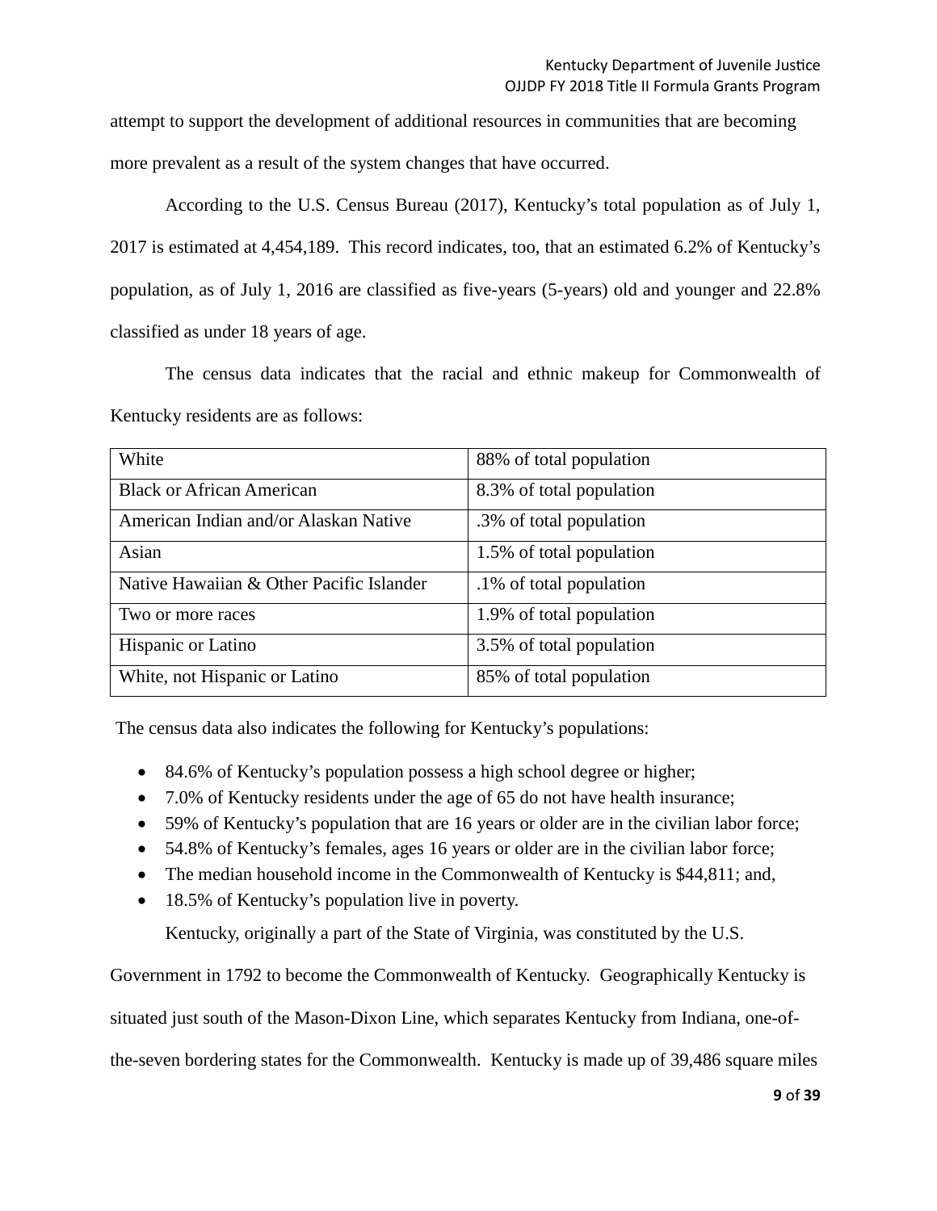attempt to support the development of additional resources in communities that are becoming more prevalent as a result of the system changes that have occurred.

According to the U.S. Census Bureau (2017), Kentucky's total population as of July 1, 2017 is estimated at 4,454,189. This record indicates, too, that an estimated 6.2% of Kentucky's population, as of July 1, 2016 are classified as five-years (5-years) old and younger and 22.8% classified as under 18 years of age.

The census data indicates that the racial and ethnic makeup for Commonwealth of Kentucky residents are as follows:

| | |
|---|---|
| White | 88% of total population |
| Black or African American | 8.3% of total population |
| American Indian and/or Alaskan Native | .3% of total population |
| Asian | 1.5% of total population |
| Native Hawaiian & Other Pacific Islander | .1% of total population |
| Two or more races | 1.9% of total population |
| Hispanic or Latino | 3.5% of total population |
| White, not Hispanic or Latino | 85% of total population |

The census data also indicates the following for Kentucky's populations:

- 84.6% of Kentucky's population possess a high school degree or higher;
- 7.0% of Kentucky residents under the age of 65 do not have health insurance;
- 59% of Kentucky's population that are 16 years or older are in the civilian labor force;
- 54.8% of Kentucky's females, ages 16 years or older are in the civilian labor force;
- The median household income in the Commonwealth of Kentucky is $44,811; and,
- 18.5% of Kentucky's population live in poverty.

Kentucky, originally a part of the State of Virginia, was constituted by the U.S. Government in 1792 to become the Commonwealth of Kentucky. Geographically Kentucky is situated just south of the Mason-Dixon Line, which separates Kentucky from Indiana, one-of-the-seven bordering states for the Commonwealth. Kentucky is made up of 39,486 square miles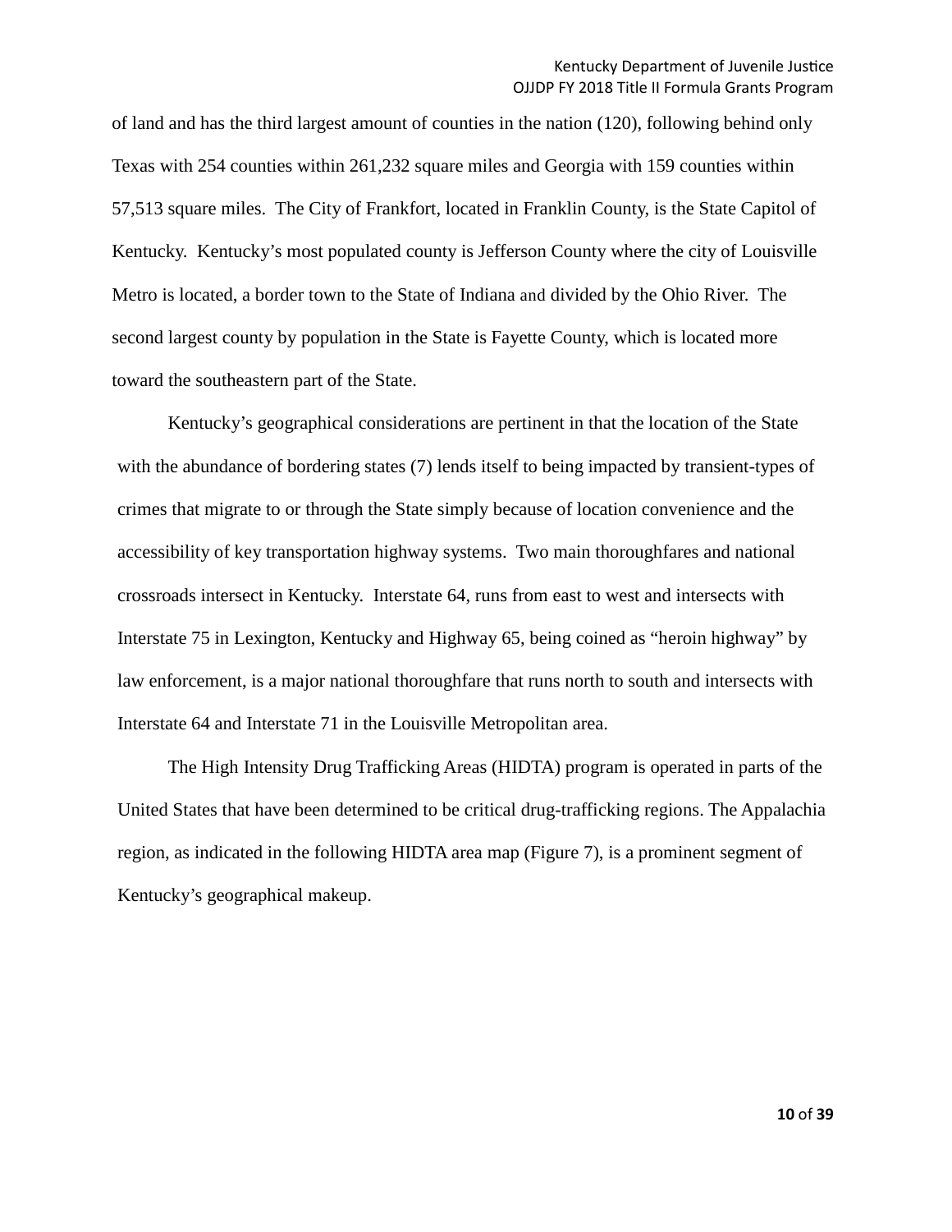of land and has the third largest amount of counties in the nation (120), following behind only Texas with 254 counties within 261,232 square miles and Georgia with 159 counties within 57,513 square miles. The City of Frankfort, located in Franklin County, is the State Capitol of Kentucky. Kentucky's most populated county is Jefferson County where the city of Louisville Metro is located, a border town to the State of Indiana and divided by the Ohio River. The second largest county by population in the State is Fayette County, which is located more toward the southeastern part of the State.

Kentucky's geographical considerations are pertinent in that the location of the State with the abundance of bordering states (7) lends itself to being impacted by transient-types of crimes that migrate to or through the State simply because of location convenience and the accessibility of key transportation highway systems. Two main thoroughfares and national crossroads intersect in Kentucky. Interstate 64, runs from east to west and intersects with Interstate 75 in Lexington, Kentucky and Highway 65, being coined as "heroin highway" by law enforcement, is a major national thoroughfare that runs north to south and intersects with Interstate 64 and Interstate 71 in the Louisville Metropolitan area.

The High Intensity Drug Trafficking Areas (HIDTA) program is operated in parts of the United States that have been determined to be critical drug-trafficking regions. The Appalachia region, as indicated in the following HIDTA area map (Figure 7), is a prominent segment of Kentucky's geographical makeup.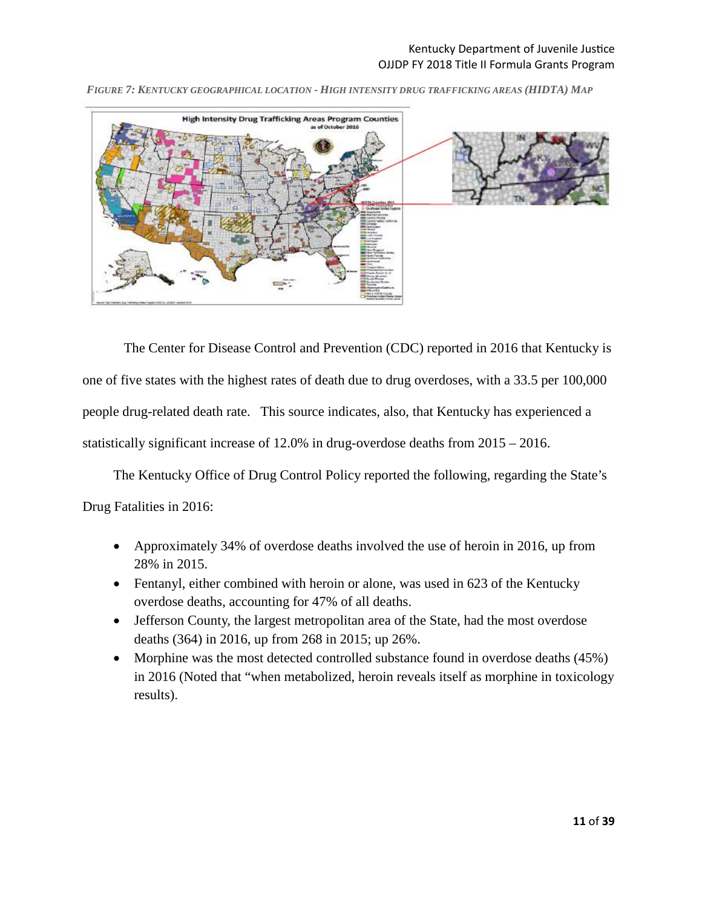*FIGURE 7: KENTUCKY GEOGRAPHICAL LOCATION - HIGH INTENSITY DRUG TRAFFICKING AREAS (HIDTA) MAP*

High Intensity Drug Trafficking Areas Program Counties
as of October 2016

The Center for Disease Control and Prevention (CDC) reported in 2016 that Kentucky is one of five states with the highest rates of death due to drug overdoses, with a 33.5 per 100,000 people drug-related death rate. This source indicates, also, that Kentucky has experienced a statistically significant increase of 12.0% in drug-overdose deaths from 2015 – 2016.

The Kentucky Office of Drug Control Policy reported the following, regarding the State's Drug Fatalities in 2016:

- Approximately 34% of overdose deaths involved the use of heroin in 2016, up from 28% in 2015.
- Fentanyl, either combined with heroin or alone, was used in 623 of the Kentucky overdose deaths, accounting for 47% of all deaths.
- Jefferson County, the largest metropolitan area of the State, had the most overdose deaths (364) in 2016, up from 268 in 2015; up 26%.
- Morphine was the most detected controlled substance found in overdose deaths (45%) in 2016 (Noted that "when metabolized, heroin reveals itself as morphine in toxicology results).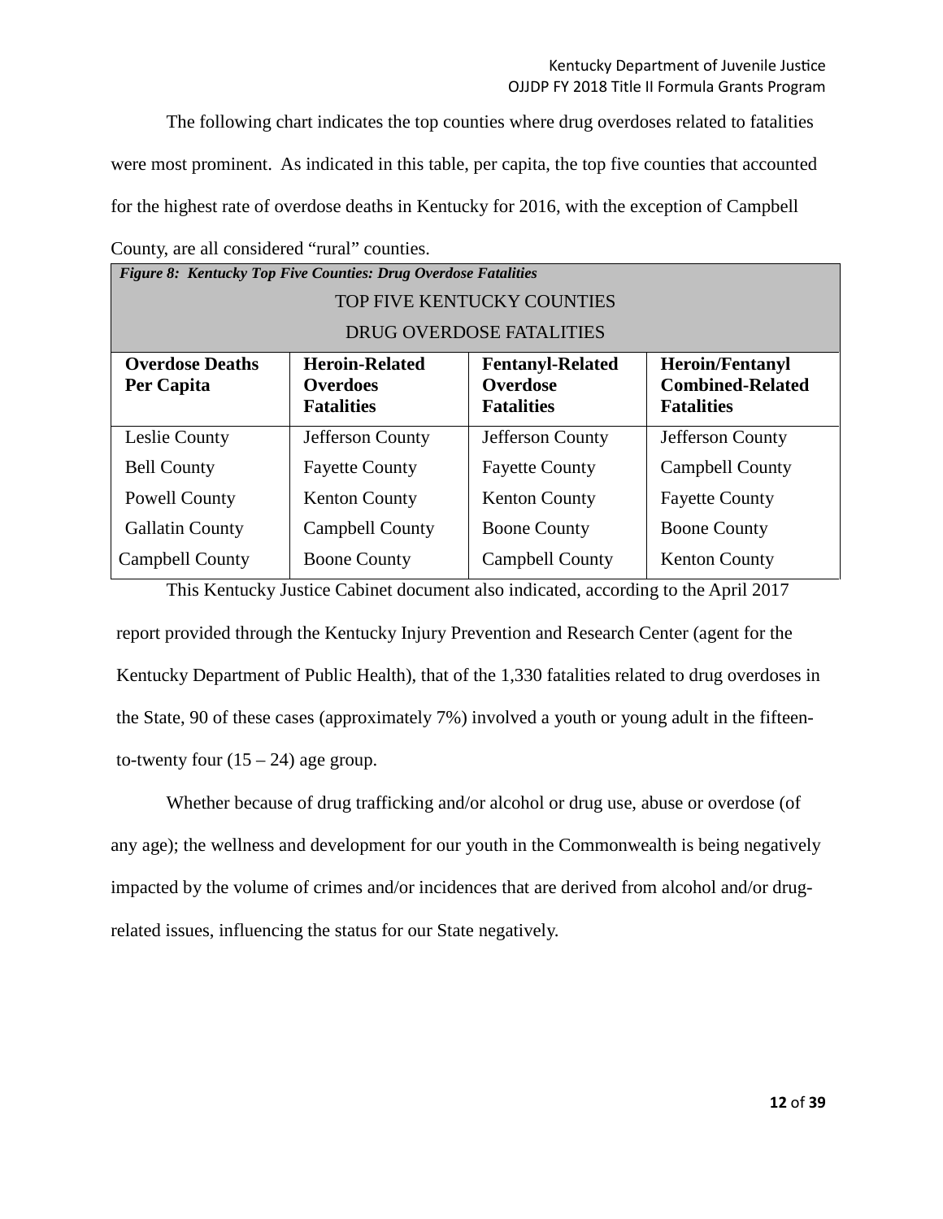The following chart indicates the top counties where drug overdoses related to fatalities were most prominent. As indicated in this table, per capita, the top five counties that accounted for the highest rate of overdose deaths in Kentucky for 2016, with the exception of Campbell County, are all considered "rural" counties.

***Figure 8: Kentucky Top Five Counties: Drug Overdose Fatalities***

TOP FIVE KENTUCKY COUNTIES

DRUG OVERDOSE FATALITIES

| **Overdose Deaths Per Capita** | **Heroin-Related Overdoes Fatalities** | **Fentanyl-Related Overdose Fatalities** | **Heroin/Fentanyl Combined-Related Fatalities** |
|---|---|---|---|
| Leslie County | Jefferson County | Jefferson County | Jefferson County |
| Bell County | Fayette County | Fayette County | Campbell County |
| Powell County | Kenton County | Kenton County | Fayette County |
| Gallatin County | Campbell County | Boone County | Boone County |
| Campbell County | Boone County | Campbell County | Kenton County |

This Kentucky Justice Cabinet document also indicated, according to the April 2017 report provided through the Kentucky Injury Prevention and Research Center (agent for the Kentucky Department of Public Health), that of the 1,330 fatalities related to drug overdoses in the State, 90 of these cases (approximately 7%) involved a youth or young adult in the fifteen-to-twenty four (15 – 24) age group.

Whether because of drug trafficking and/or alcohol or drug use, abuse or overdose (of any age); the wellness and development for our youth in the Commonwealth is being negatively impacted by the volume of crimes and/or incidences that are derived from alcohol and/or drug-related issues, influencing the status for our State negatively.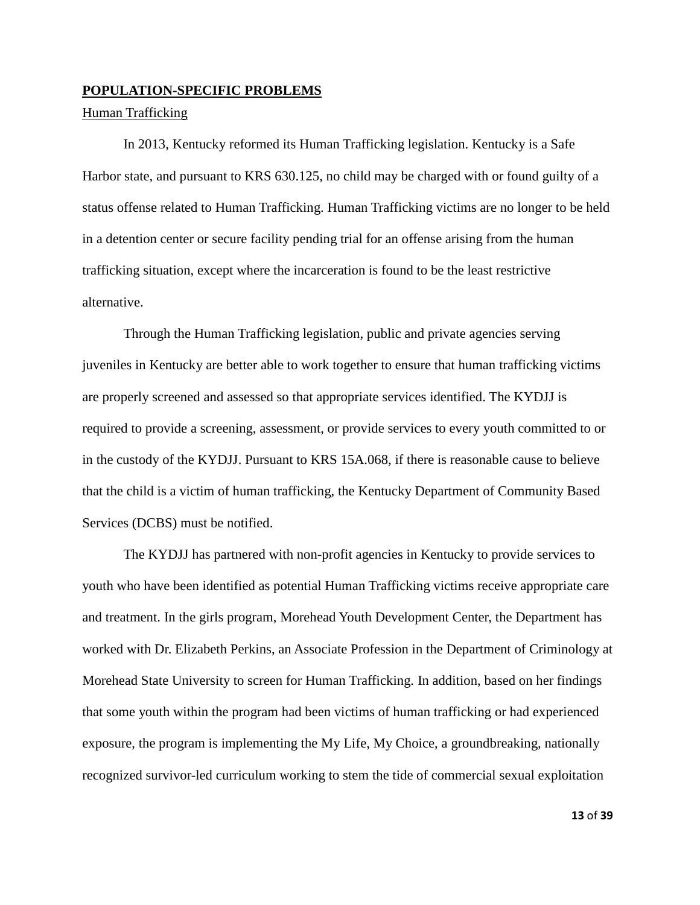**POPULATION-SPECIFIC PROBLEMS**

Human Trafficking

In 2013, Kentucky reformed its Human Trafficking legislation. Kentucky is a Safe Harbor state, and pursuant to KRS 630.125, no child may be charged with or found guilty of a status offense related to Human Trafficking. Human Trafficking victims are no longer to be held in a detention center or secure facility pending trial for an offense arising from the human trafficking situation, except where the incarceration is found to be the least restrictive alternative.

Through the Human Trafficking legislation, public and private agencies serving juveniles in Kentucky are better able to work together to ensure that human trafficking victims are properly screened and assessed so that appropriate services identified. The KYDJJ is required to provide a screening, assessment, or provide services to every youth committed to or in the custody of the KYDJJ. Pursuant to KRS 15A.068, if there is reasonable cause to believe that the child is a victim of human trafficking, the Kentucky Department of Community Based Services (DCBS) must be notified.

The KYDJJ has partnered with non-profit agencies in Kentucky to provide services to youth who have been identified as potential Human Trafficking victims receive appropriate care and treatment. In the girls program, Morehead Youth Development Center, the Department has worked with Dr. Elizabeth Perkins, an Associate Profession in the Department of Criminology at Morehead State University to screen for Human Trafficking. In addition, based on her findings that some youth within the program had been victims of human trafficking or had experienced exposure, the program is implementing the My Life, My Choice, a groundbreaking, nationally recognized survivor-led curriculum working to stem the tide of commercial sexual exploitation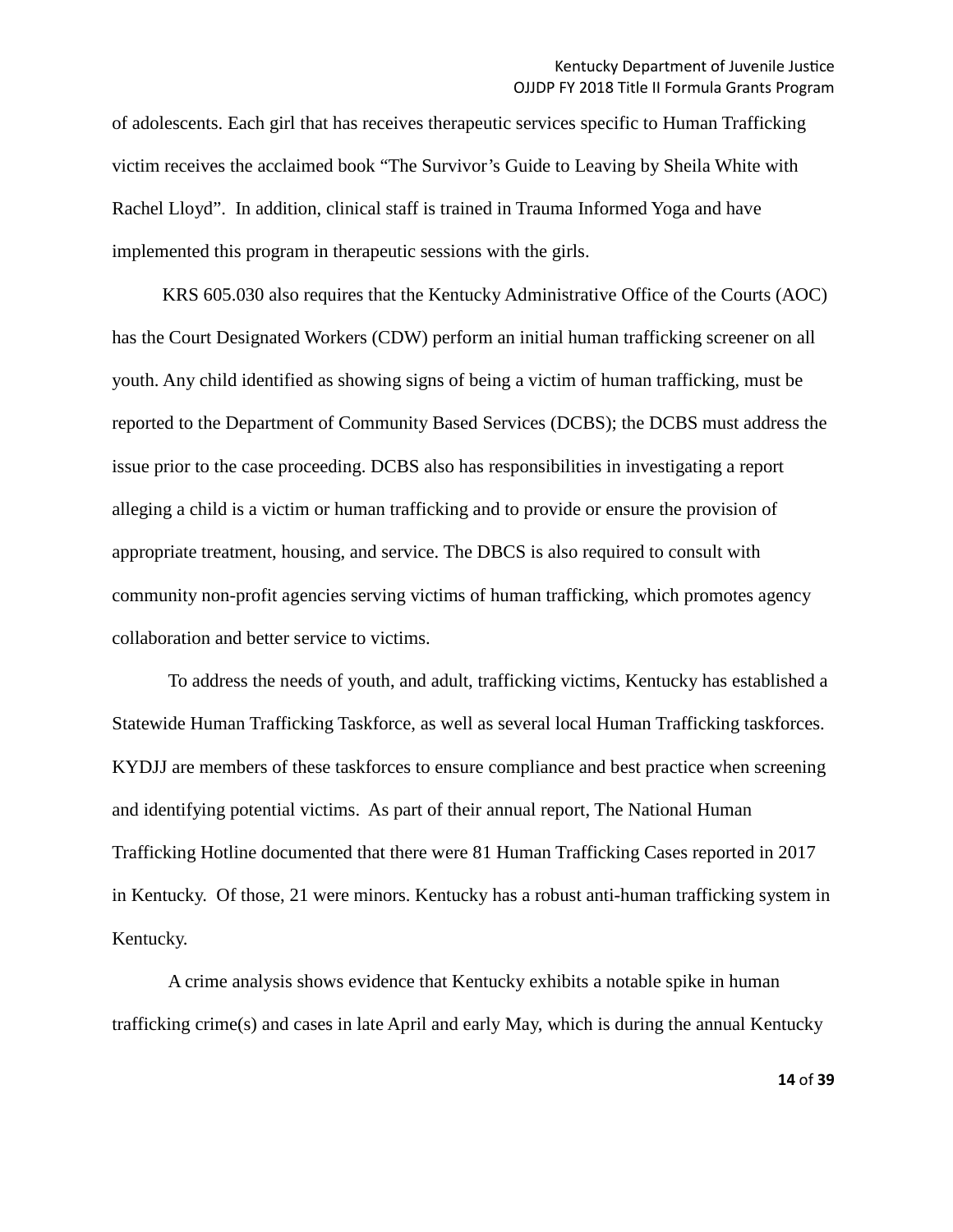of adolescents. Each girl that has receives therapeutic services specific to Human Trafficking victim receives the acclaimed book "The Survivor's Guide to Leaving by Sheila White with Rachel Lloyd". In addition, clinical staff is trained in Trauma Informed Yoga and have implemented this program in therapeutic sessions with the girls.

KRS 605.030 also requires that the Kentucky Administrative Office of the Courts (AOC) has the Court Designated Workers (CDW) perform an initial human trafficking screener on all youth. Any child identified as showing signs of being a victim of human trafficking, must be reported to the Department of Community Based Services (DCBS); the DCBS must address the issue prior to the case proceeding. DCBS also has responsibilities in investigating a report alleging a child is a victim or human trafficking and to provide or ensure the provision of appropriate treatment, housing, and service. The DBCS is also required to consult with community non-profit agencies serving victims of human trafficking, which promotes agency collaboration and better service to victims.

To address the needs of youth, and adult, trafficking victims, Kentucky has established a Statewide Human Trafficking Taskforce, as well as several local Human Trafficking taskforces. KYDJJ are members of these taskforces to ensure compliance and best practice when screening and identifying potential victims. As part of their annual report, The National Human Trafficking Hotline documented that there were 81 Human Trafficking Cases reported in 2017 in Kentucky. Of those, 21 were minors. Kentucky has a robust anti-human trafficking system in Kentucky.

A crime analysis shows evidence that Kentucky exhibits a notable spike in human trafficking crime(s) and cases in late April and early May, which is during the annual Kentucky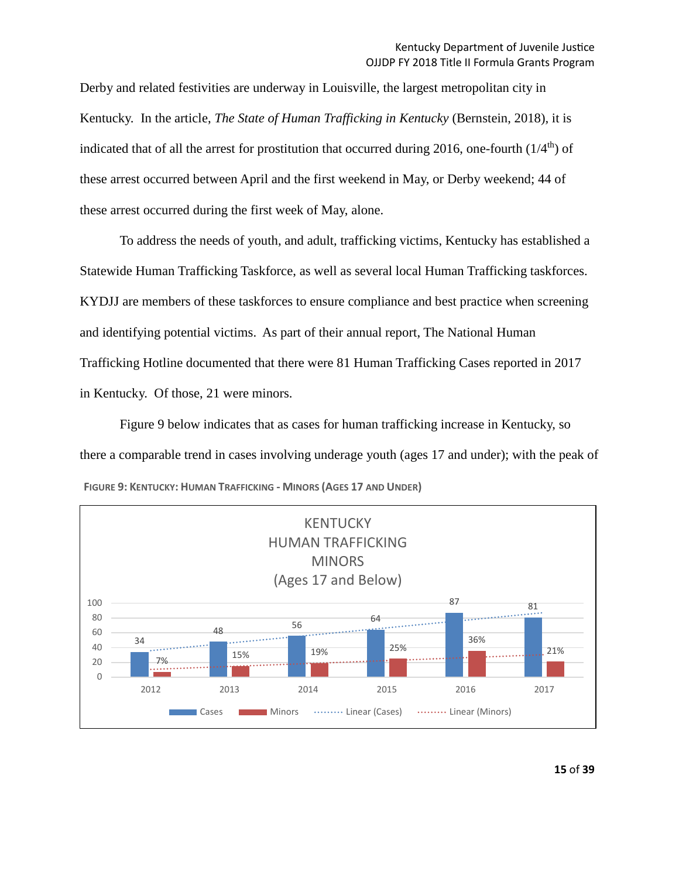Derby and related festivities are underway in Louisville, the largest metropolitan city in Kentucky. In the article, *The State of Human Trafficking in Kentucky* (Bernstein, 2018), it is indicated that of all the arrest for prostitution that occurred during 2016, one-fourth (1/4[th]) of these arrest occurred between April and the first weekend in May, or Derby weekend; 44 of these arrest occurred during the first week of May, alone.

To address the needs of youth, and adult, trafficking victims, Kentucky has established a Statewide Human Trafficking Taskforce, as well as several local Human Trafficking taskforces. KYDJJ are members of these taskforces to ensure compliance and best practice when screening and identifying potential victims. As part of their annual report, The National Human Trafficking Hotline documented that there were 81 Human Trafficking Cases reported in 2017 in Kentucky. Of those, 21 were minors.

Figure 9 below indicates that as cases for human trafficking increase in Kentucky, so there a comparable trend in cases involving underage youth (ages 17 and under); with the peak of

**FIGURE 9: KENTUCKY: HUMAN TRAFFICKING - MINORS (AGES 17 AND UNDER)**

KENTUCKY
HUMAN TRAFFICKING
MINORS
(Ages 17 and Below)

100
80
60
40
20
0

2012: 34, 7%
2013: 48, 15%
2014: 56, 19%
2015: 64, 25%
2016: 87, 36%
2017: 81, 21%

Cases · Minors · Linear (Cases) · Linear (Minors)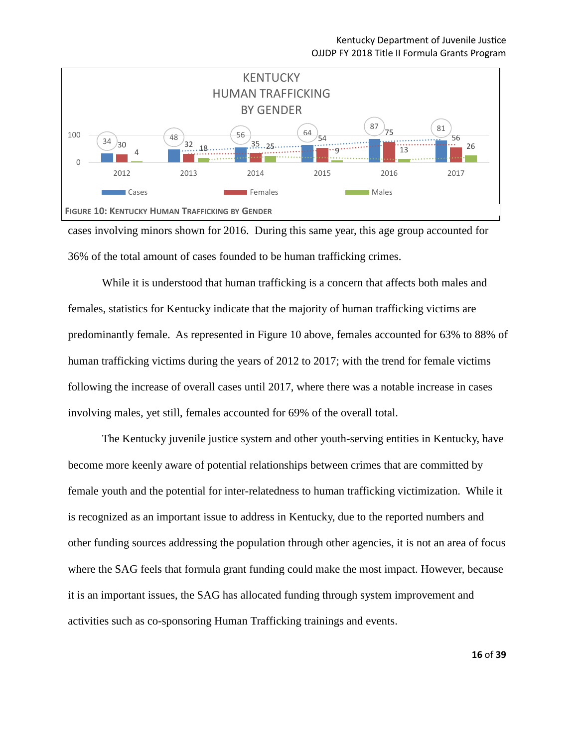KENTUCKY
HUMAN TRAFFICKING
BY GENDER

100
0

34 30 4
48 32 18
56 35 25
64 54 9
87 75 13
81 56 26

2012 2013 2014 2015 2016 2017

Cases Females Males

**Figure 10: Kentucky Human Trafficking by Gender**

cases involving minors shown for 2016. During this same year, this age group accounted for 36% of the total amount of cases founded to be human trafficking crimes.

While it is understood that human trafficking is a concern that affects both males and females, statistics for Kentucky indicate that the majority of human trafficking victims are predominantly female. As represented in Figure 10 above, females accounted for 63% to 88% of human trafficking victims during the years of 2012 to 2017; with the trend for female victims following the increase of overall cases until 2017, where there was a notable increase in cases involving males, yet still, females accounted for 69% of the overall total.

The Kentucky juvenile justice system and other youth-serving entities in Kentucky, have become more keenly aware of potential relationships between crimes that are committed by female youth and the potential for inter-relatedness to human trafficking victimization. While it is recognized as an important issue to address in Kentucky, due to the reported numbers and other funding sources addressing the population through other agencies, it is not an area of focus where the SAG feels that formula grant funding could make the most impact. However, because it is an important issues, the SAG has allocated funding through system improvement and activities such as co-sponsoring Human Trafficking trainings and events.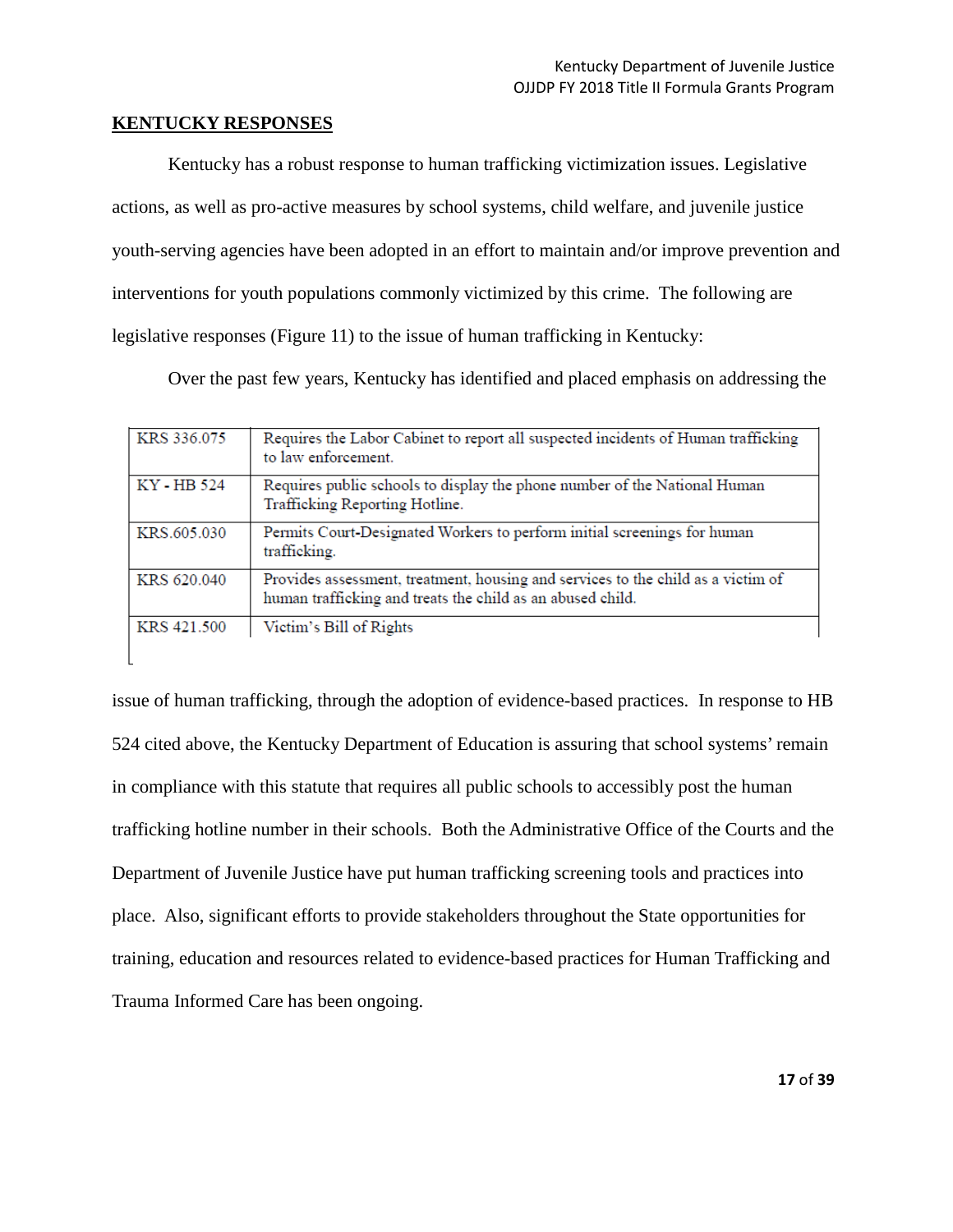**KENTUCKY RESPONSES**

Kentucky has a robust response to human trafficking victimization issues. Legislative actions, as well as pro-active measures by school systems, child welfare, and juvenile justice youth-serving agencies have been adopted in an effort to maintain and/or improve prevention and interventions for youth populations commonly victimized by this crime. The following are legislative responses (Figure 11) to the issue of human trafficking in Kentucky:

Over the past few years, Kentucky has identified and placed emphasis on addressing the issue of human trafficking, through the adoption of evidence-based practices. In response to HB 524 cited above, the Kentucky Department of Education is assuring that school systems' remain in compliance with this statute that requires all public schools to accessibly post the human trafficking hotline number in their schools. Both the Administrative Office of the Courts and the Department of Juvenile Justice have put human trafficking screening tools and practices into place. Also, significant efforts to provide stakeholders throughout the State opportunities for training, education and resources related to evidence-based practices for Human Trafficking and Trauma Informed Care has been ongoing.

| | |
|---|---|
| KRS 336.075 | Requires the Labor Cabinet to report all suspected incidents of Human trafficking to law enforcement. |
| KY - HB 524 | Requires public schools to display the phone number of the National Human Trafficking Reporting Hotline. |
| KRS.605.030 | Permits Court-Designated Workers to perform initial screenings for human trafficking. |
| KRS 620.040 | Provides assessment, treatment, housing and services to the child as a victim of human trafficking and treats the child as an abused child. |
| KRS 421.500 | Victim's Bill of Rights |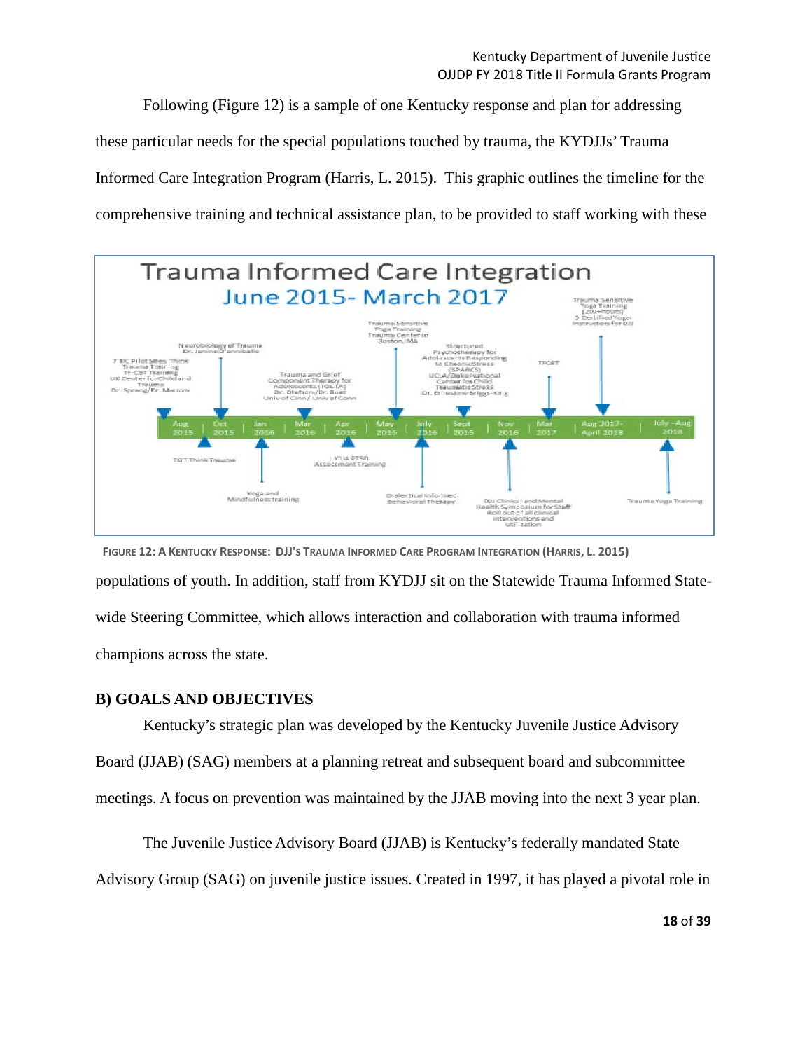Following (Figure 12) is a sample of one Kentucky response and plan for addressing these particular needs for the special populations touched by trauma, the KYDJJs' Trauma Informed Care Integration Program (Harris, L. 2015). This graphic outlines the timeline for the comprehensive training and technical assistance plan, to be provided to staff working with these

Trauma Informed Care Integration
June 2015- March 2017

7 TIC Pilot Sites Think Trauma Training
TF-CBT Training
UK Center for Child and Trauma
Dr. Sprang/Dr. Marrow

Neurobiology of Trauma
Dr. Janine D'annibalie

Trauma and Grief Component Therapy for Adolescents (TGCTA)
Dr. Olafson/Dr. Boat
Univ of Cinn/Univ of Conn

Trauma Sensitive Yoga Training
Trauma Center in Boston, MA

Structured Psychotherapy for Adolescents Responding to Chronic Stress (SPARCS)
UCLA/Duke National Center for Child Traumatic Stress
Dr. Ernestine Briggs-King

TFCBT

Trauma Sensitive Yoga Training (200+hours)
5 Certified Yoga Instructors for DJJ

Aug 2015
Oct 2015
Jan 2016
Mar 2016
Apr 2016
May 2016
July 2016
Sept 2016
Nov 2016
Mar 2017
Aug 2017- April 2018
July –Aug 2018

TOT Think Trauma

Yoga and Mindfulness training

UCLA PTSD Assessment Training

Dialectical Informed Behavioral Therapy

DJJ Clinical and Mental Health Symposium for Staff
Roll out of all clinical interventions and utilization

Trauma Yoga Training

FIGURE 12: A KENTUCKY RESPONSE: DJJ'S TRAUMA INFORMED CARE PROGRAM INTEGRATION (HARRIS, L. 2015)

populations of youth. In addition, staff from KYDJJ sit on the Statewide Trauma Informed State-wide Steering Committee, which allows interaction and collaboration with trauma informed champions across the state.

## B) GOALS AND OBJECTIVES

Kentucky's strategic plan was developed by the Kentucky Juvenile Justice Advisory Board (JJAB) (SAG) members at a planning retreat and subsequent board and subcommittee meetings. A focus on prevention was maintained by the JJAB moving into the next 3 year plan.

The Juvenile Justice Advisory Board (JJAB) is Kentucky's federally mandated State Advisory Group (SAG) on juvenile justice issues. Created in 1997, it has played a pivotal role in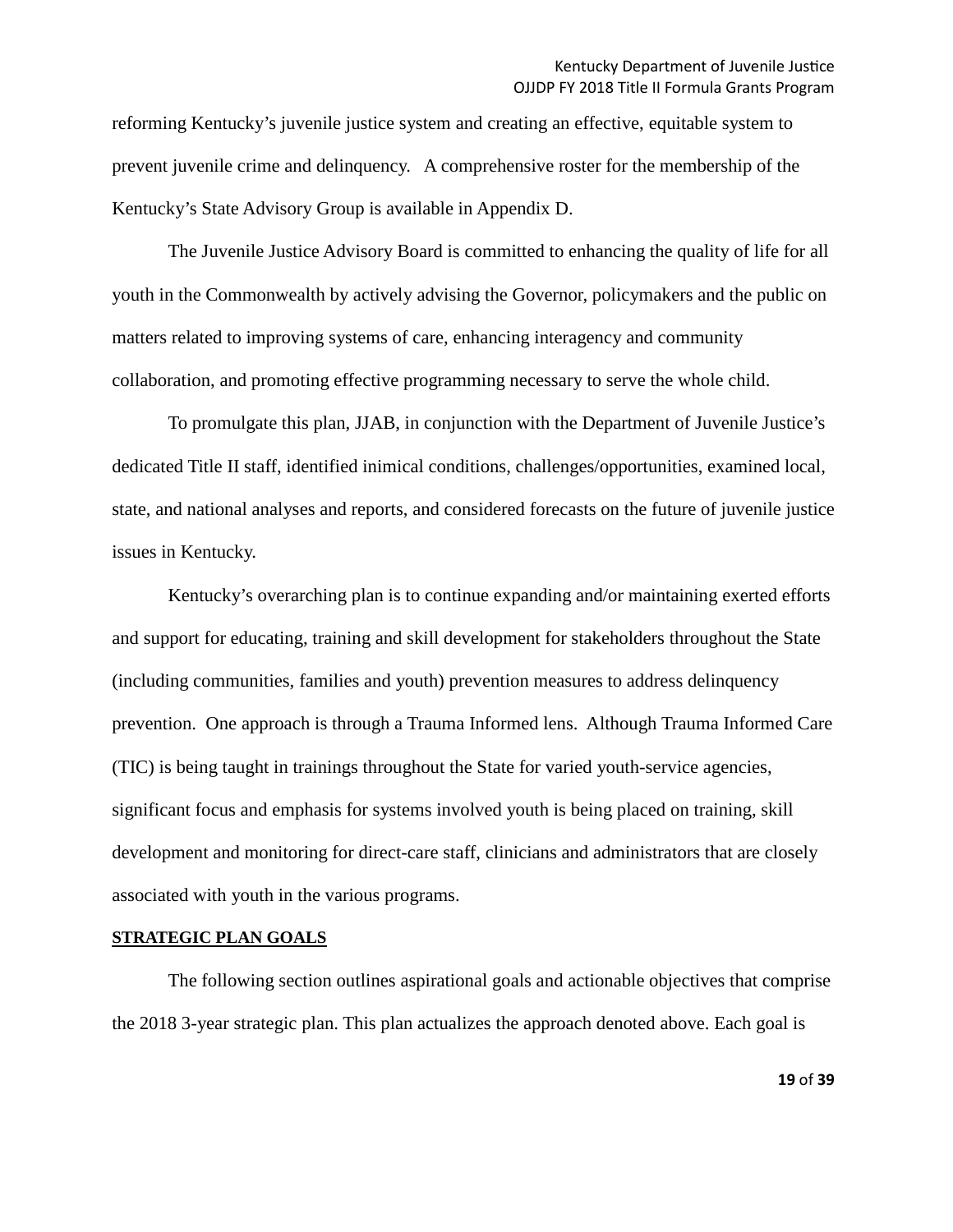reforming Kentucky's juvenile justice system and creating an effective, equitable system to prevent juvenile crime and delinquency. A comprehensive roster for the membership of the Kentucky's State Advisory Group is available in Appendix D.

The Juvenile Justice Advisory Board is committed to enhancing the quality of life for all youth in the Commonwealth by actively advising the Governor, policymakers and the public on matters related to improving systems of care, enhancing interagency and community collaboration, and promoting effective programming necessary to serve the whole child.

To promulgate this plan, JJAB, in conjunction with the Department of Juvenile Justice's dedicated Title II staff, identified inimical conditions, challenges/opportunities, examined local, state, and national analyses and reports, and considered forecasts on the future of juvenile justice issues in Kentucky.

Kentucky's overarching plan is to continue expanding and/or maintaining exerted efforts and support for educating, training and skill development for stakeholders throughout the State (including communities, families and youth) prevention measures to address delinquency prevention. One approach is through a Trauma Informed lens. Although Trauma Informed Care (TIC) is being taught in trainings throughout the State for varied youth-service agencies, significant focus and emphasis for systems involved youth is being placed on training, skill development and monitoring for direct-care staff, clinicians and administrators that are closely associated with youth in the various programs.

**STRATEGIC PLAN GOALS**

The following section outlines aspirational goals and actionable objectives that comprise the 2018 3-year strategic plan. This plan actualizes the approach denoted above. Each goal is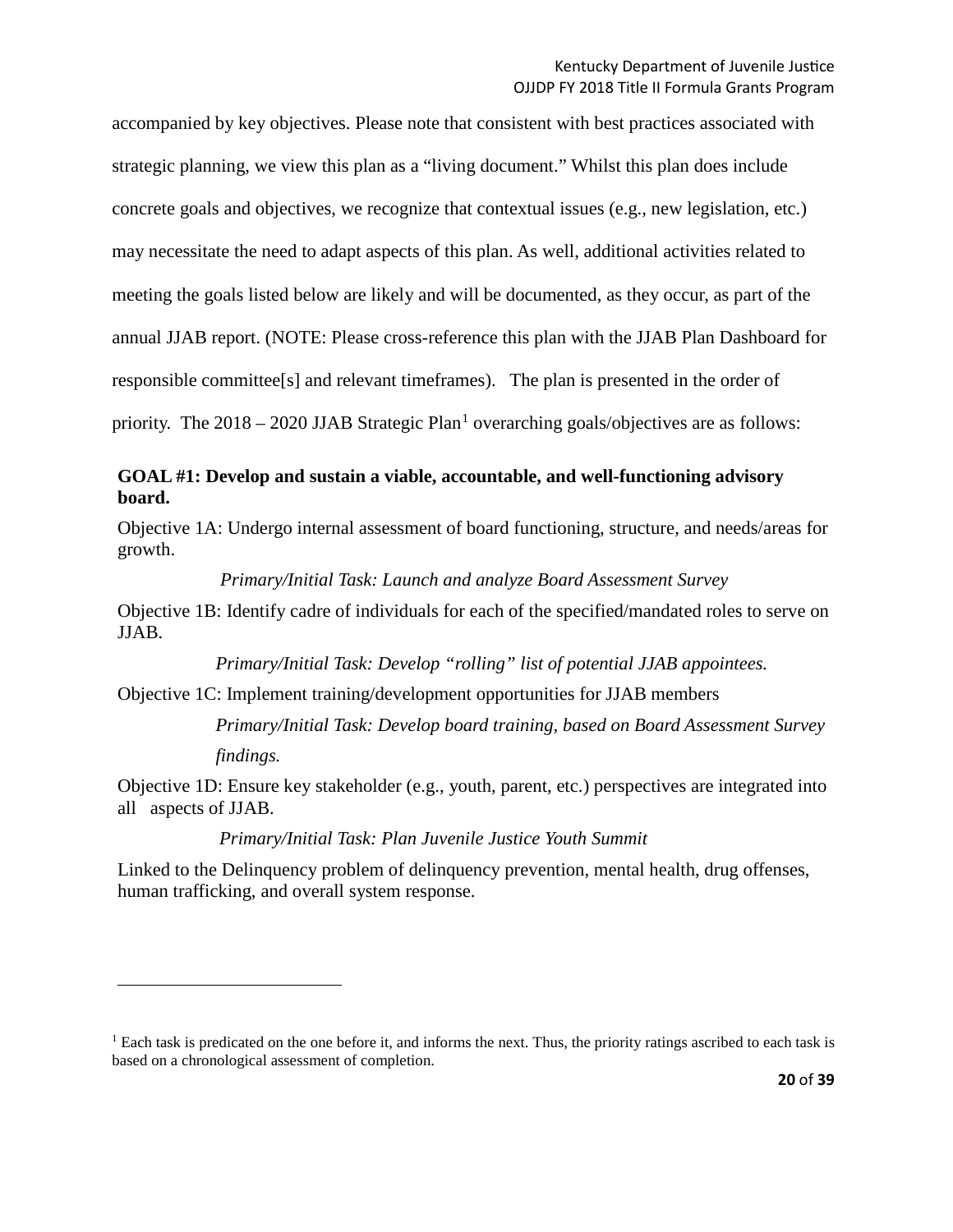accompanied by key objectives. Please note that consistent with best practices associated with strategic planning, we view this plan as a "living document." Whilst this plan does include concrete goals and objectives, we recognize that contextual issues (e.g., new legislation, etc.) may necessitate the need to adapt aspects of this plan. As well, additional activities related to meeting the goals listed below are likely and will be documented, as they occur, as part of the annual JJAB report. (NOTE: Please cross-reference this plan with the JJAB Plan Dashboard for responsible committee[s] and relevant timeframes). The plan is presented in the order of priority. The 2018 – 2020 JJAB Strategic Plan[1] overarching goals/objectives are as follows:

**GOAL #1: Develop and sustain a viable, accountable, and well-functioning advisory board.**

Objective 1A: Undergo internal assessment of board functioning, structure, and needs/areas for growth.

*Primary/Initial Task: Launch and analyze Board Assessment Survey*

Objective 1B: Identify cadre of individuals for each of the specified/mandated roles to serve on JJAB.

*Primary/Initial Task: Develop "rolling" list of potential JJAB appointees.*

Objective 1C: Implement training/development opportunities for JJAB members

*Primary/Initial Task: Develop board training, based on Board Assessment Survey findings.*

Objective 1D: Ensure key stakeholder (e.g., youth, parent, etc.) perspectives are integrated into all aspects of JJAB.

*Primary/Initial Task: Plan Juvenile Justice Youth Summit*

Linked to the Delinquency problem of delinquency prevention, mental health, drug offenses, human trafficking, and overall system response.

---

[1] Each task is predicated on the one before it, and informs the next. Thus, the priority ratings ascribed to each task is based on a chronological assessment of completion.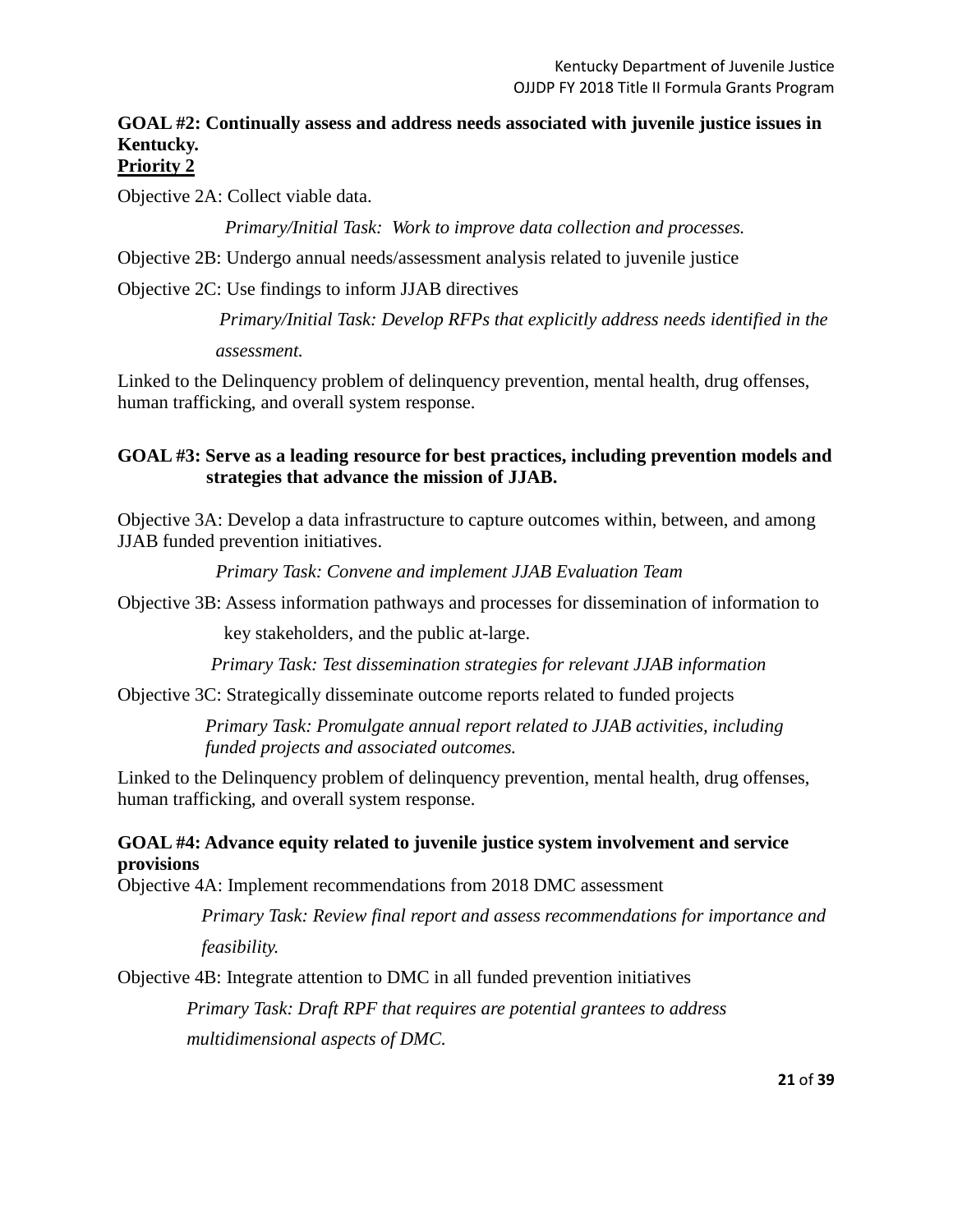**GOAL #2: Continually assess and address needs associated with juvenile justice issues in Kentucky.**
**Priority 2**

Objective 2A: Collect viable data.

*Primary/Initial Task: Work to improve data collection and processes.*

Objective 2B: Undergo annual needs/assessment analysis related to juvenile justice

Objective 2C: Use findings to inform JJAB directives

*Primary/Initial Task: Develop RFPs that explicitly address needs identified in the assessment.*

Linked to the Delinquency problem of delinquency prevention, mental health, drug offenses, human trafficking, and overall system response.

**GOAL #3: Serve as a leading resource for best practices, including prevention models and strategies that advance the mission of JJAB.**

Objective 3A: Develop a data infrastructure to capture outcomes within, between, and among JJAB funded prevention initiatives.

*Primary Task: Convene and implement JJAB Evaluation Team*

Objective 3B: Assess information pathways and processes for dissemination of information to key stakeholders, and the public at-large.

*Primary Task: Test dissemination strategies for relevant JJAB information*

Objective 3C: Strategically disseminate outcome reports related to funded projects

*Primary Task: Promulgate annual report related to JJAB activities, including funded projects and associated outcomes.*

Linked to the Delinquency problem of delinquency prevention, mental health, drug offenses, human trafficking, and overall system response.

**GOAL #4: Advance equity related to juvenile justice system involvement and service provisions**

Objective 4A: Implement recommendations from 2018 DMC assessment

*Primary Task: Review final report and assess recommendations for importance and feasibility.*

Objective 4B: Integrate attention to DMC in all funded prevention initiatives

*Primary Task: Draft RPF that requires are potential grantees to address multidimensional aspects of DMC.*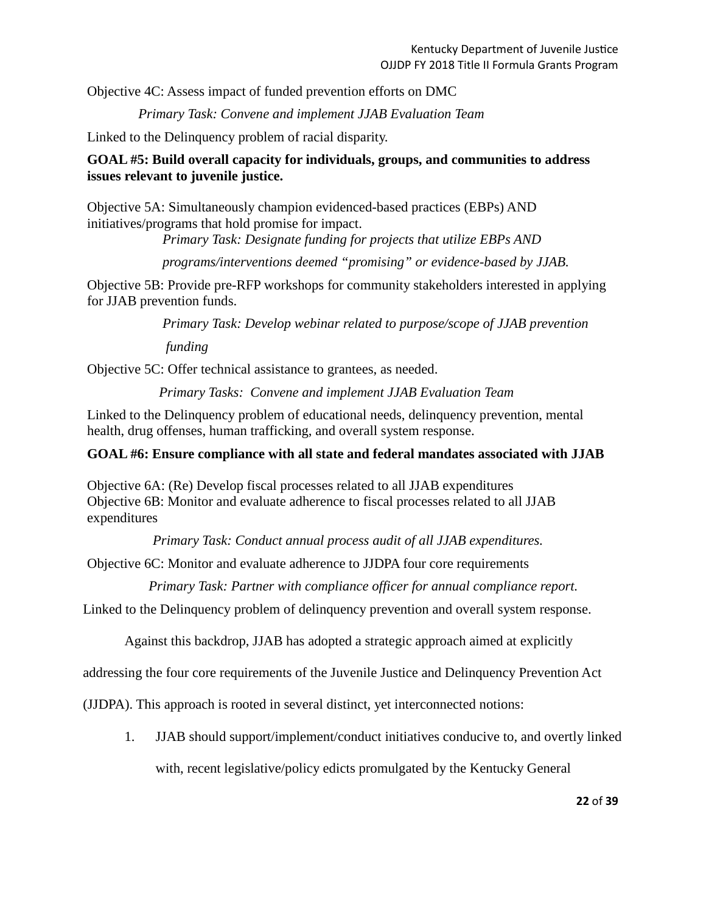Objective 4C: Assess impact of funded prevention efforts on DMC

*Primary Task: Convene and implement JJAB Evaluation Team*

Linked to the Delinquency problem of racial disparity.

**GOAL #5: Build overall capacity for individuals, groups, and communities to address issues relevant to juvenile justice.**

Objective 5A: Simultaneously champion evidenced-based practices (EBPs) AND initiatives/programs that hold promise for impact.

*Primary Task: Designate funding for projects that utilize EBPs AND programs/interventions deemed "promising" or evidence-based by JJAB.*

Objective 5B: Provide pre-RFP workshops for community stakeholders interested in applying for JJAB prevention funds.

*Primary Task: Develop webinar related to purpose/scope of JJAB prevention funding*

Objective 5C: Offer technical assistance to grantees, as needed.

*Primary Tasks: Convene and implement JJAB Evaluation Team*

Linked to the Delinquency problem of educational needs, delinquency prevention, mental health, drug offenses, human trafficking, and overall system response.

**GOAL #6: Ensure compliance with all state and federal mandates associated with JJAB**

Objective 6A: (Re) Develop fiscal processes related to all JJAB expenditures
Objective 6B: Monitor and evaluate adherence to fiscal processes related to all JJAB expenditures

*Primary Task: Conduct annual process audit of all JJAB expenditures.*

Objective 6C: Monitor and evaluate adherence to JJDPA four core requirements

*Primary Task: Partner with compliance officer for annual compliance report.*

Linked to the Delinquency problem of delinquency prevention and overall system response.

Against this backdrop, JJAB has adopted a strategic approach aimed at explicitly addressing the four core requirements of the Juvenile Justice and Delinquency Prevention Act (JJDPA). This approach is rooted in several distinct, yet interconnected notions:

1. JJAB should support/implement/conduct initiatives conducive to, and overtly linked with, recent legislative/policy edicts promulgated by the Kentucky General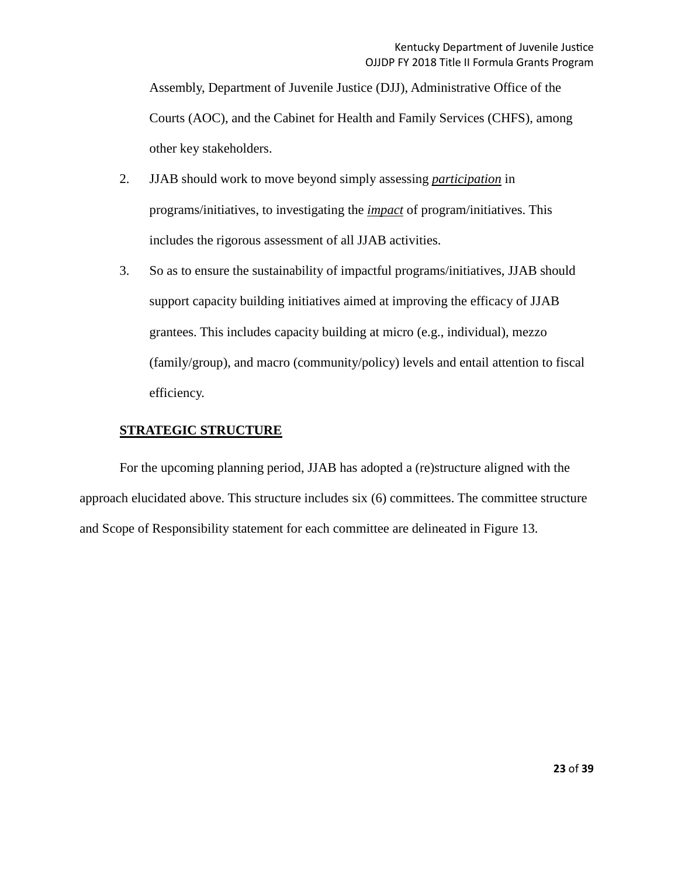Assembly, Department of Juvenile Justice (DJJ), Administrative Office of the Courts (AOC), and the Cabinet for Health and Family Services (CHFS), among other key stakeholders.

2. JJAB should work to move beyond simply assessing ***participation*** in programs/initiatives, to investigating the ***impact*** of program/initiatives. This includes the rigorous assessment of all JJAB activities.
3. So as to ensure the sustainability of impactful programs/initiatives, JJAB should support capacity building initiatives aimed at improving the efficacy of JJAB grantees. This includes capacity building at micro (e.g., individual), mezzo (family/group), and macro (community/policy) levels and entail attention to fiscal efficiency.

## STRATEGIC STRUCTURE

For the upcoming planning period, JJAB has adopted a (re)structure aligned with the approach elucidated above. This structure includes six (6) committees. The committee structure and Scope of Responsibility statement for each committee are delineated in Figure 13.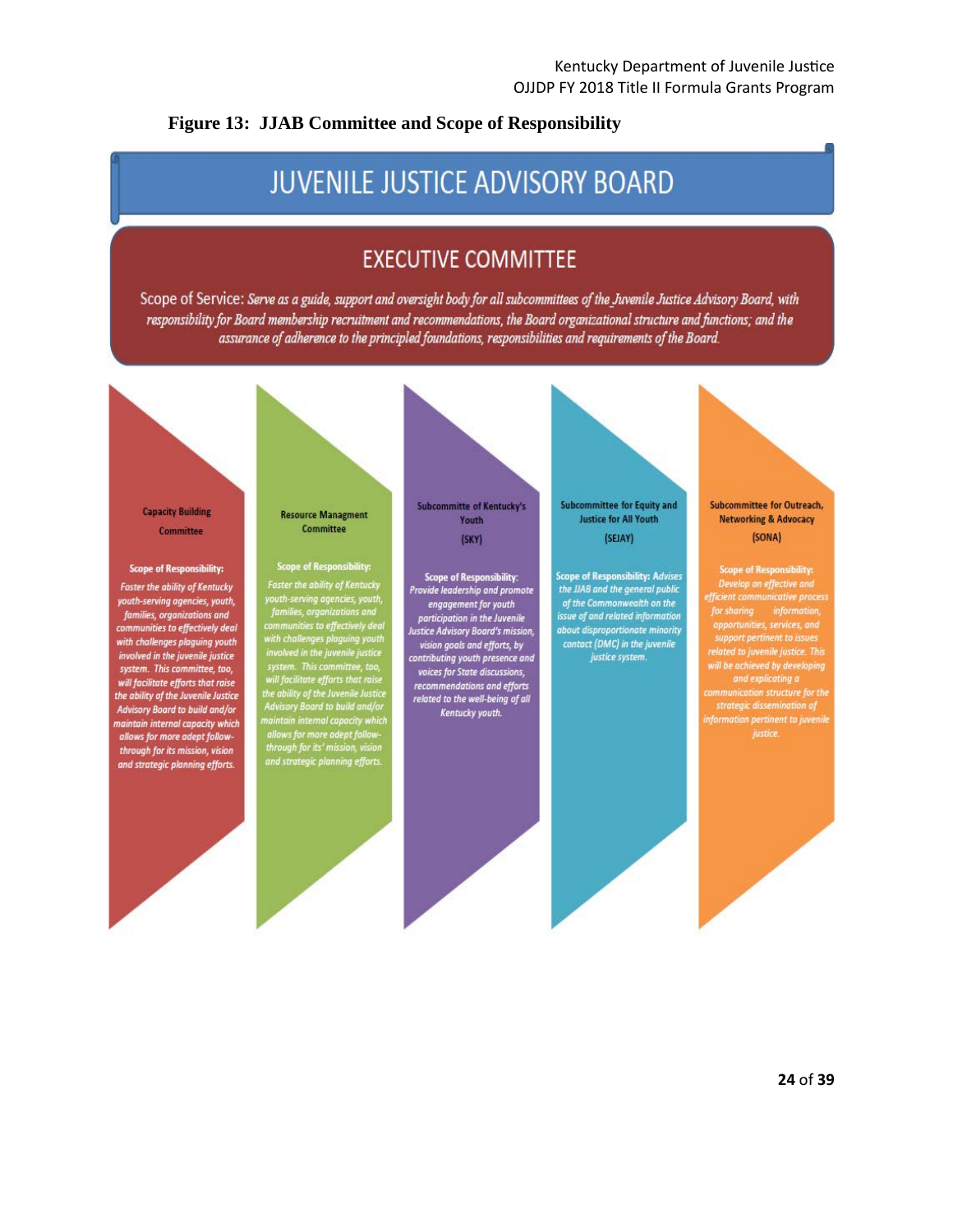**Figure 13: JJAB Committee and Scope of Responsibility**

# JUVENILE JUSTICE ADVISORY BOARD

## EXECUTIVE COMMITTEE

Scope of Service: *Serve as a guide, support and oversight body for all subcommittees of the Juvenile Justice Advisory Board, with responsibility for Board membership recruitment and recommendations, the Board organizational structure and functions; and the assurance of adherence to the principled foundations, responsibilities and requirements of the Board.*

### Capacity Building Committee

**Scope of Responsibility:**

*Foster the ability of Kentucky youth-serving agencies, youth, families, organizations and communities to effectively deal with challenges plaguing youth involved in the juvenile justice system. This committee, too, will facilitate efforts that raise the ability of the Juvenile Justice Advisory Board to build and/or maintain internal capacity which allows for more adept follow-through for its mission, vision and strategic planning efforts.*

### Resource Managment Committee

**Scope of Responsibility:**

*Foster the ability of Kentucky youth-serving agencies, youth, families, organizations and communities to effectively deal with challenges plaguing youth involved in the juvenile justice system. This committee, too, will facilitate efforts that raise the ability of the Juvenile Justice Advisory Board to build and/or maintain internal capacity which allows for more adept follow-through for its' mission, vision and strategic planning efforts.*

### Subcommitte of Kentucky's Youth (SKY)

**Scope of Responsibility:**

*Provide leadership and promote engagement for youth participation in the Juvenile Justice Advisory Board's mission, vision goals and efforts, by contributing youth presence and voices for State discussions, recommendations and efforts related to the well-being of all Kentucky youth.*

### Subcommittee for Equity and Justice for All Youth (SEJAY)

**Scope of Responsibility:** *Advises the JJAB and the general public of the Commonwealth on the issue of and related information about disproportionate minority contact (DMC) in the juvenile justice system.*

### Subcommittee for Outreach, Networking & Advocacy (SONA)

**Scope of Responsibility:**

*Develop an effective and efficient communicative process for sharing information, opportunities, services, and support pertinent to issues related to juvenile justice. This will be achieved by developing and explicating a communication structure for the strategic dissemination of information pertinent to juvenile justice.*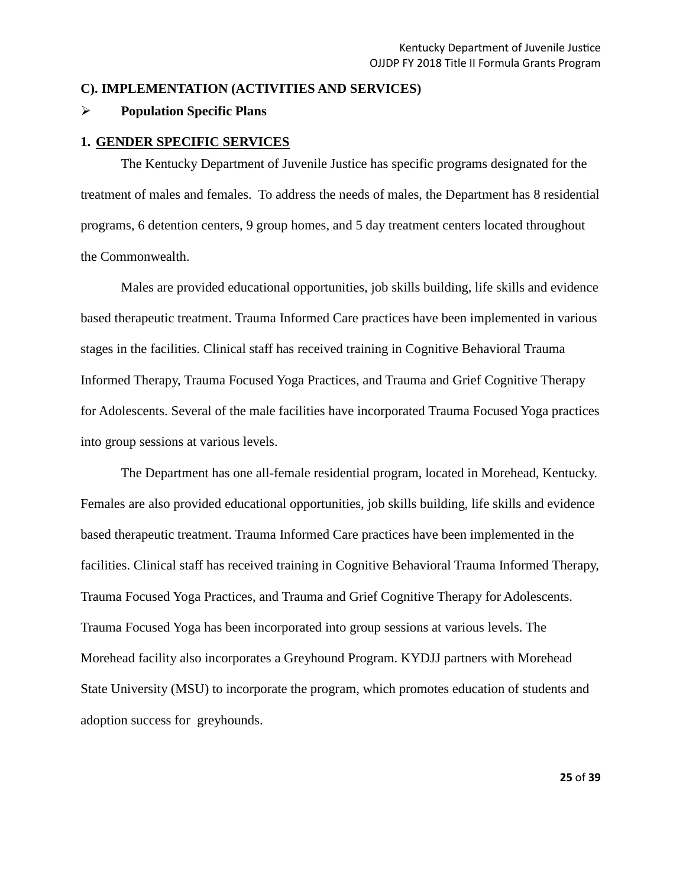## C). IMPLEMENTATION (ACTIVITIES AND SERVICES)

- **Population Specific Plans**

### 1. GENDER SPECIFIC SERVICES

The Kentucky Department of Juvenile Justice has specific programs designated for the treatment of males and females. To address the needs of males, the Department has 8 residential programs, 6 detention centers, 9 group homes, and 5 day treatment centers located throughout the Commonwealth.

Males are provided educational opportunities, job skills building, life skills and evidence based therapeutic treatment. Trauma Informed Care practices have been implemented in various stages in the facilities. Clinical staff has received training in Cognitive Behavioral Trauma Informed Therapy, Trauma Focused Yoga Practices, and Trauma and Grief Cognitive Therapy for Adolescents. Several of the male facilities have incorporated Trauma Focused Yoga practices into group sessions at various levels.

The Department has one all-female residential program, located in Morehead, Kentucky. Females are also provided educational opportunities, job skills building, life skills and evidence based therapeutic treatment. Trauma Informed Care practices have been implemented in the facilities. Clinical staff has received training in Cognitive Behavioral Trauma Informed Therapy, Trauma Focused Yoga Practices, and Trauma and Grief Cognitive Therapy for Adolescents. Trauma Focused Yoga has been incorporated into group sessions at various levels. The Morehead facility also incorporates a Greyhound Program. KYDJJ partners with Morehead State University (MSU) to incorporate the program, which promotes education of students and adoption success for greyhounds.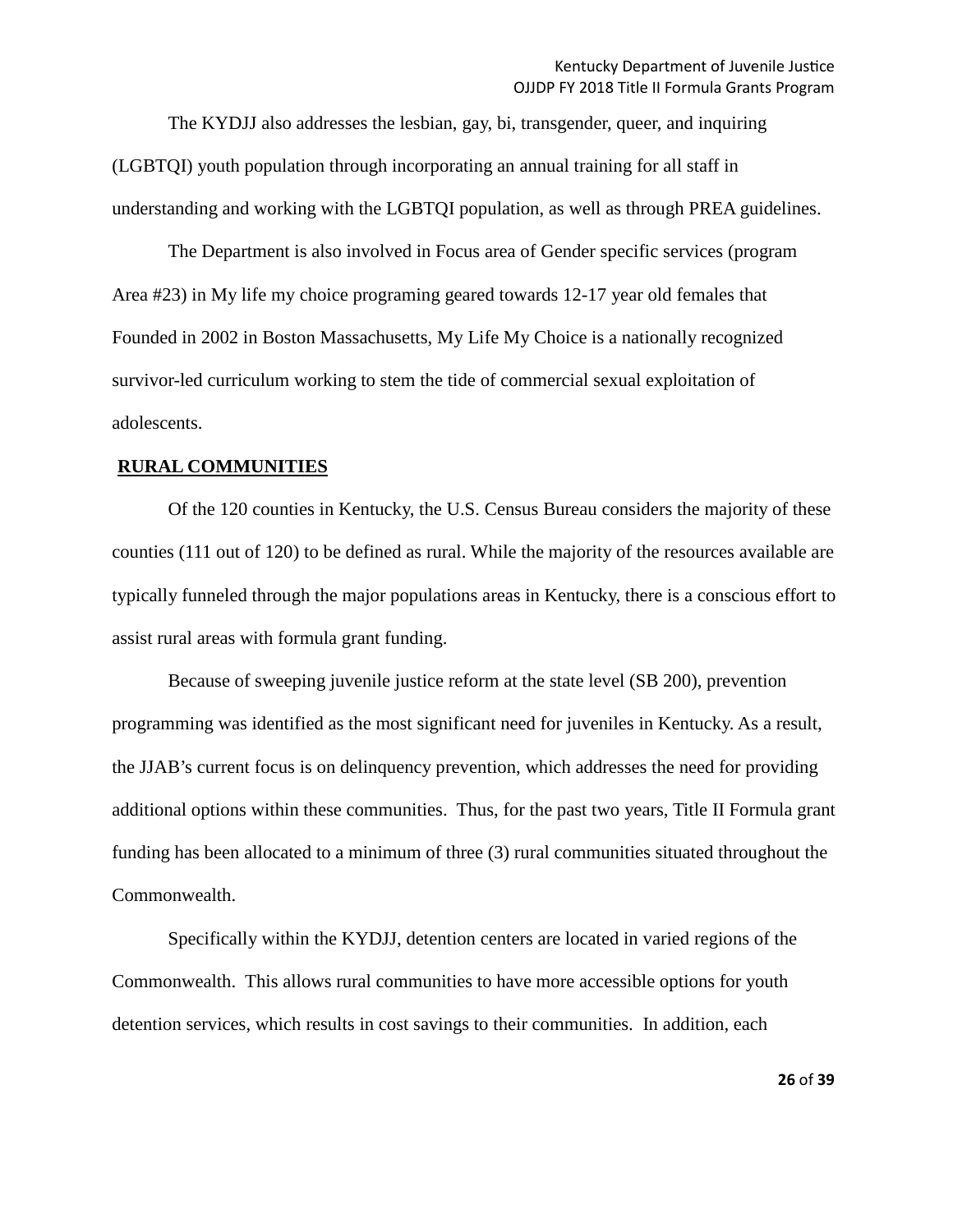The KYDJJ also addresses the lesbian, gay, bi, transgender, queer, and inquiring (LGBTQI) youth population through incorporating an annual training for all staff in understanding and working with the LGBTQI population, as well as through PREA guidelines.

The Department is also involved in Focus area of Gender specific services (program Area #23) in My life my choice programing geared towards 12-17 year old females that Founded in 2002 in Boston Massachusetts, My Life My Choice is a nationally recognized survivor-led curriculum working to stem the tide of commercial sexual exploitation of adolescents.

## RURAL COMMUNITIES

Of the 120 counties in Kentucky, the U.S. Census Bureau considers the majority of these counties (111 out of 120) to be defined as rural. While the majority of the resources available are typically funneled through the major populations areas in Kentucky, there is a conscious effort to assist rural areas with formula grant funding.

Because of sweeping juvenile justice reform at the state level (SB 200), prevention programming was identified as the most significant need for juveniles in Kentucky. As a result, the JJAB's current focus is on delinquency prevention, which addresses the need for providing additional options within these communities. Thus, for the past two years, Title II Formula grant funding has been allocated to a minimum of three (3) rural communities situated throughout the Commonwealth.

Specifically within the KYDJJ, detention centers are located in varied regions of the Commonwealth. This allows rural communities to have more accessible options for youth detention services, which results in cost savings to their communities. In addition, each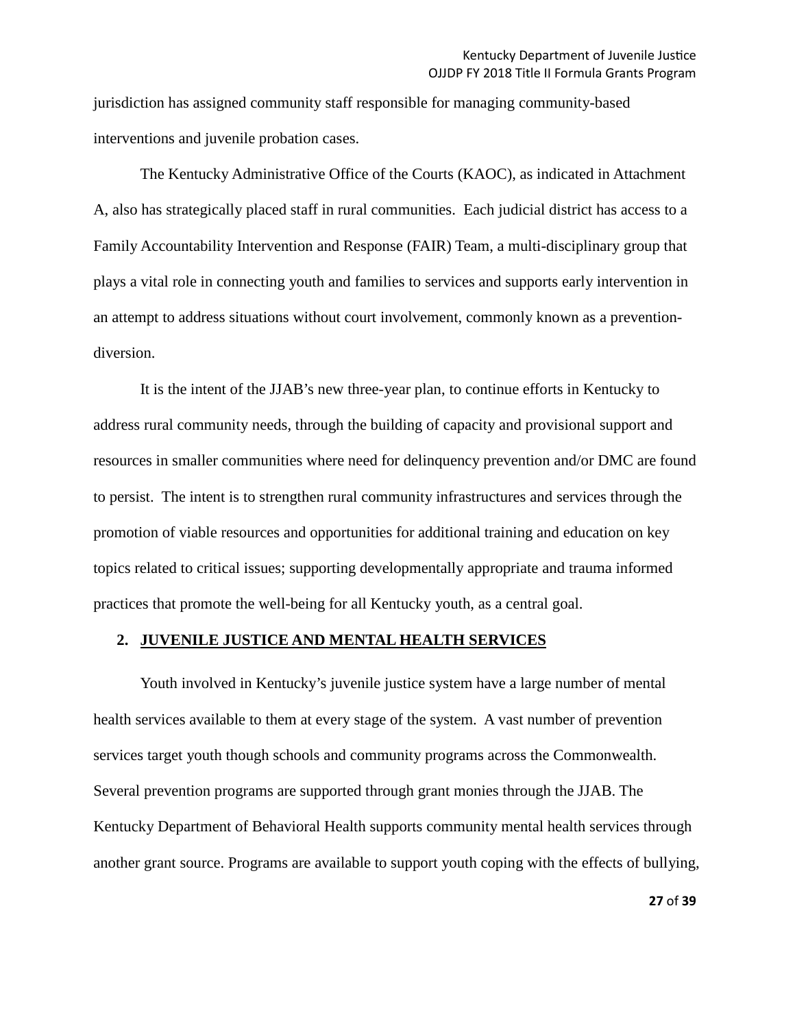jurisdiction has assigned community staff responsible for managing community-based interventions and juvenile probation cases.

The Kentucky Administrative Office of the Courts (KAOC), as indicated in Attachment A, also has strategically placed staff in rural communities. Each judicial district has access to a Family Accountability Intervention and Response (FAIR) Team, a multi-disciplinary group that plays a vital role in connecting youth and families to services and supports early intervention in an attempt to address situations without court involvement, commonly known as a prevention-diversion.

It is the intent of the JJAB's new three-year plan, to continue efforts in Kentucky to address rural community needs, through the building of capacity and provisional support and resources in smaller communities where need for delinquency prevention and/or DMC are found to persist. The intent is to strengthen rural community infrastructures and services through the promotion of viable resources and opportunities for additional training and education on key topics related to critical issues; supporting developmentally appropriate and trauma informed practices that promote the well-being for all Kentucky youth, as a central goal.

## 2. JUVENILE JUSTICE AND MENTAL HEALTH SERVICES

Youth involved in Kentucky's juvenile justice system have a large number of mental health services available to them at every stage of the system. A vast number of prevention services target youth though schools and community programs across the Commonwealth. Several prevention programs are supported through grant monies through the JJAB. The Kentucky Department of Behavioral Health supports community mental health services through another grant source. Programs are available to support youth coping with the effects of bullying,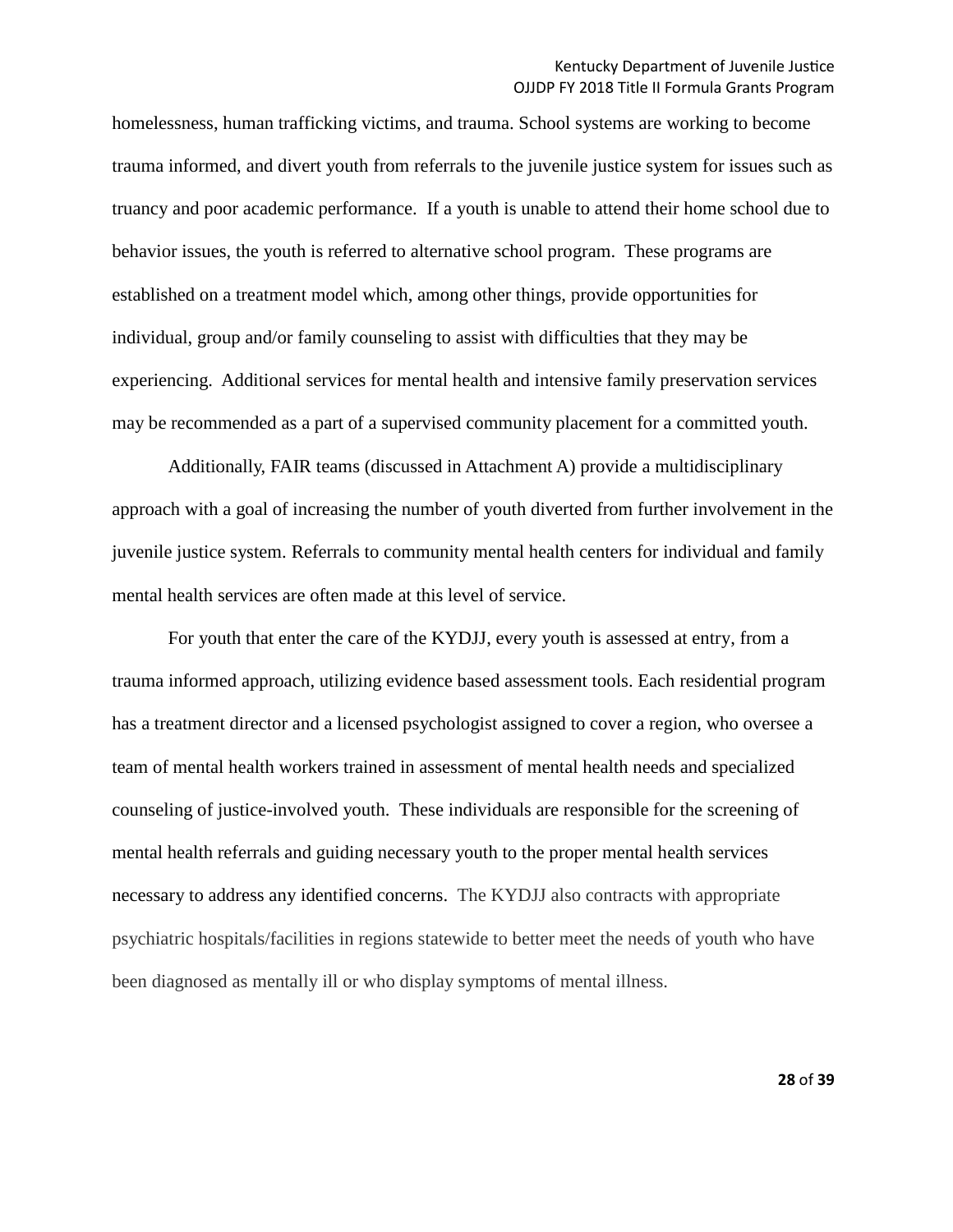homelessness, human trafficking victims, and trauma. School systems are working to become trauma informed, and divert youth from referrals to the juvenile justice system for issues such as truancy and poor academic performance. If a youth is unable to attend their home school due to behavior issues, the youth is referred to alternative school program. These programs are established on a treatment model which, among other things, provide opportunities for individual, group and/or family counseling to assist with difficulties that they may be experiencing. Additional services for mental health and intensive family preservation services may be recommended as a part of a supervised community placement for a committed youth.

Additionally, FAIR teams (discussed in Attachment A) provide a multidisciplinary approach with a goal of increasing the number of youth diverted from further involvement in the juvenile justice system. Referrals to community mental health centers for individual and family mental health services are often made at this level of service.

For youth that enter the care of the KYDJJ, every youth is assessed at entry, from a trauma informed approach, utilizing evidence based assessment tools. Each residential program has a treatment director and a licensed psychologist assigned to cover a region, who oversee a team of mental health workers trained in assessment of mental health needs and specialized counseling of justice-involved youth. These individuals are responsible for the screening of mental health referrals and guiding necessary youth to the proper mental health services necessary to address any identified concerns. The KYDJJ also contracts with appropriate psychiatric hospitals/facilities in regions statewide to better meet the needs of youth who have been diagnosed as mentally ill or who display symptoms of mental illness.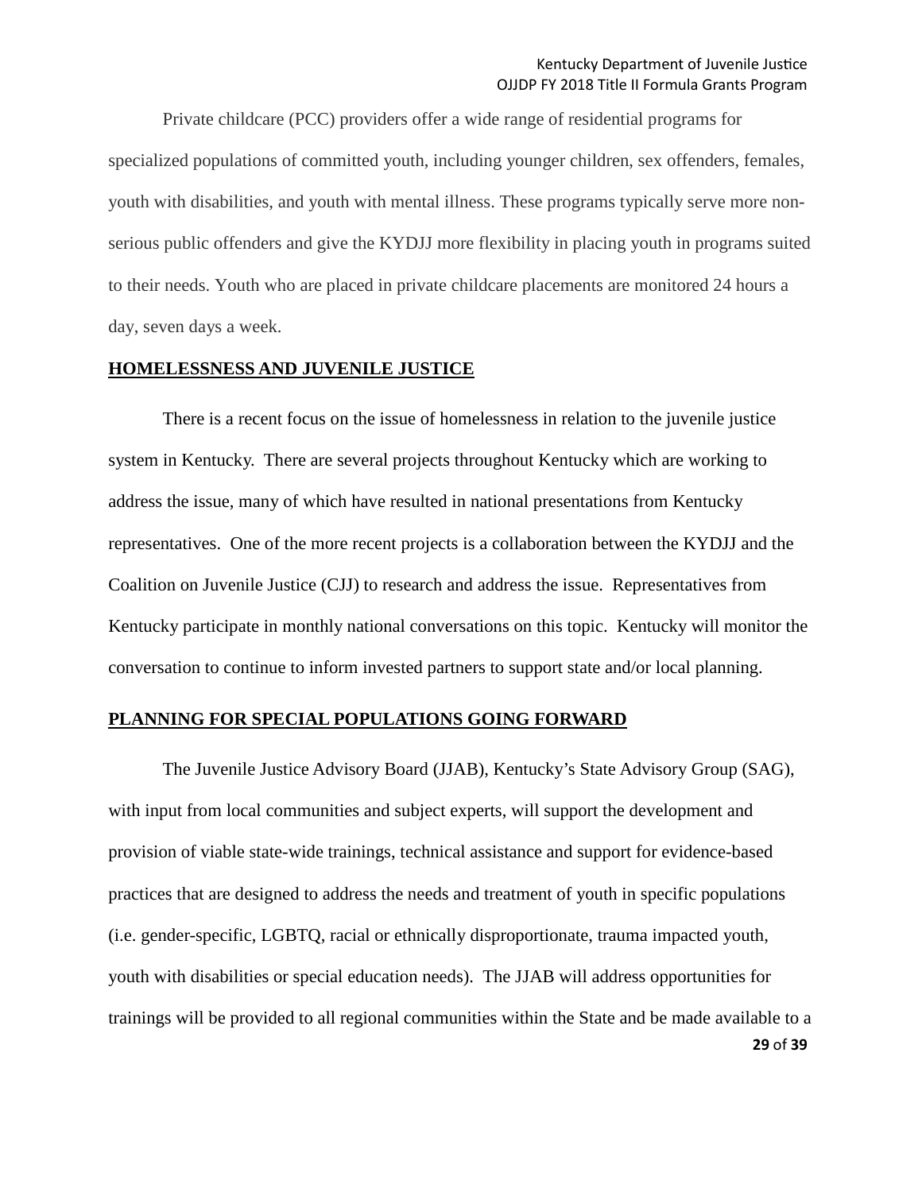Private childcare (PCC) providers offer a wide range of residential programs for specialized populations of committed youth, including younger children, sex offenders, females, youth with disabilities, and youth with mental illness. These programs typically serve more non-serious public offenders and give the KYDJJ more flexibility in placing youth in programs suited to their needs. Youth who are placed in private childcare placements are monitored 24 hours a day, seven days a week.

## HOMELESSNESS AND JUVENILE JUSTICE

There is a recent focus on the issue of homelessness in relation to the juvenile justice system in Kentucky. There are several projects throughout Kentucky which are working to address the issue, many of which have resulted in national presentations from Kentucky representatives. One of the more recent projects is a collaboration between the KYDJJ and the Coalition on Juvenile Justice (CJJ) to research and address the issue. Representatives from Kentucky participate in monthly national conversations on this topic. Kentucky will monitor the conversation to continue to inform invested partners to support state and/or local planning.

## PLANNING FOR SPECIAL POPULATIONS GOING FORWARD

The Juvenile Justice Advisory Board (JJAB), Kentucky's State Advisory Group (SAG), with input from local communities and subject experts, will support the development and provision of viable state-wide trainings, technical assistance and support for evidence-based practices that are designed to address the needs and treatment of youth in specific populations (i.e. gender-specific, LGBTQ, racial or ethnically disproportionate, trauma impacted youth, youth with disabilities or special education needs). The JJAB will address opportunities for trainings will be provided to all regional communities within the State and be made available to a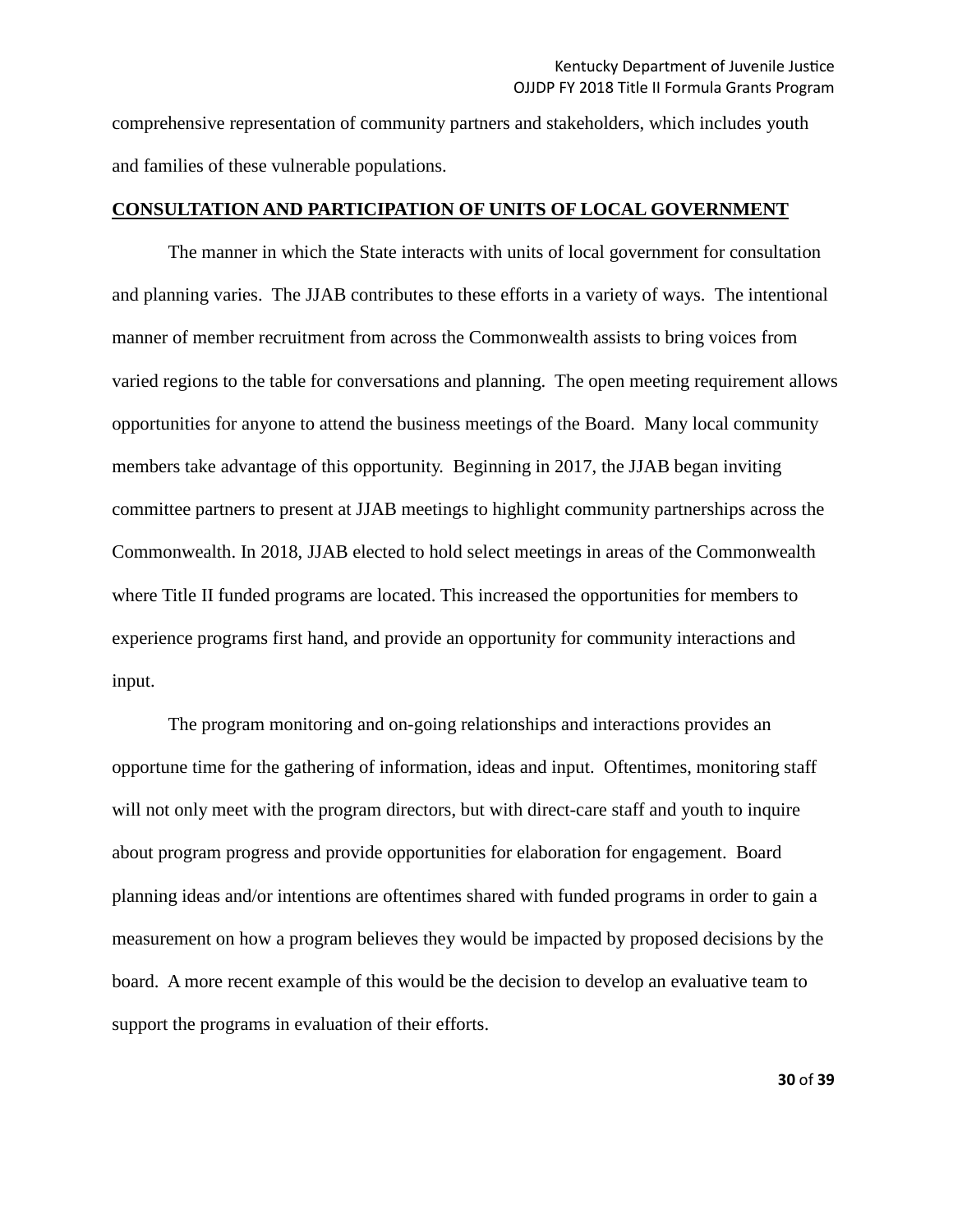comprehensive representation of community partners and stakeholders, which includes youth and families of these vulnerable populations.

## CONSULTATION AND PARTICIPATION OF UNITS OF LOCAL GOVERNMENT

The manner in which the State interacts with units of local government for consultation and planning varies. The JJAB contributes to these efforts in a variety of ways. The intentional manner of member recruitment from across the Commonwealth assists to bring voices from varied regions to the table for conversations and planning. The open meeting requirement allows opportunities for anyone to attend the business meetings of the Board. Many local community members take advantage of this opportunity. Beginning in 2017, the JJAB began inviting committee partners to present at JJAB meetings to highlight community partnerships across the Commonwealth. In 2018, JJAB elected to hold select meetings in areas of the Commonwealth where Title II funded programs are located. This increased the opportunities for members to experience programs first hand, and provide an opportunity for community interactions and input.

The program monitoring and on-going relationships and interactions provides an opportune time for the gathering of information, ideas and input. Oftentimes, monitoring staff will not only meet with the program directors, but with direct-care staff and youth to inquire about program progress and provide opportunities for elaboration for engagement. Board planning ideas and/or intentions are oftentimes shared with funded programs in order to gain a measurement on how a program believes they would be impacted by proposed decisions by the board. A more recent example of this would be the decision to develop an evaluative team to support the programs in evaluation of their efforts.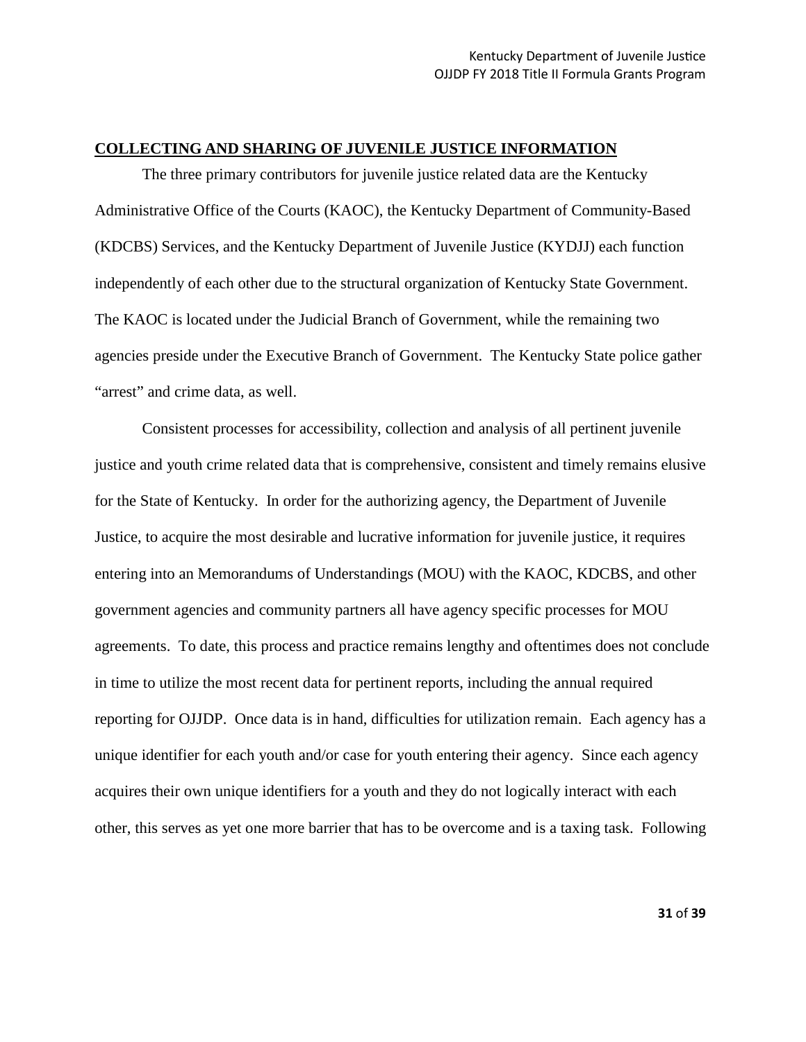## COLLECTING AND SHARING OF JUVENILE JUSTICE INFORMATION

The three primary contributors for juvenile justice related data are the Kentucky Administrative Office of the Courts (KAOC), the Kentucky Department of Community-Based (KDCBS) Services, and the Kentucky Department of Juvenile Justice (KYDJJ) each function independently of each other due to the structural organization of Kentucky State Government. The KAOC is located under the Judicial Branch of Government, while the remaining two agencies preside under the Executive Branch of Government. The Kentucky State police gather "arrest" and crime data, as well.

Consistent processes for accessibility, collection and analysis of all pertinent juvenile justice and youth crime related data that is comprehensive, consistent and timely remains elusive for the State of Kentucky. In order for the authorizing agency, the Department of Juvenile Justice, to acquire the most desirable and lucrative information for juvenile justice, it requires entering into an Memorandums of Understandings (MOU) with the KAOC, KDCBS, and other government agencies and community partners all have agency specific processes for MOU agreements. To date, this process and practice remains lengthy and oftentimes does not conclude in time to utilize the most recent data for pertinent reports, including the annual required reporting for OJJDP. Once data is in hand, difficulties for utilization remain. Each agency has a unique identifier for each youth and/or case for youth entering their agency. Since each agency acquires their own unique identifiers for a youth and they do not logically interact with each other, this serves as yet one more barrier that has to be overcome and is a taxing task. Following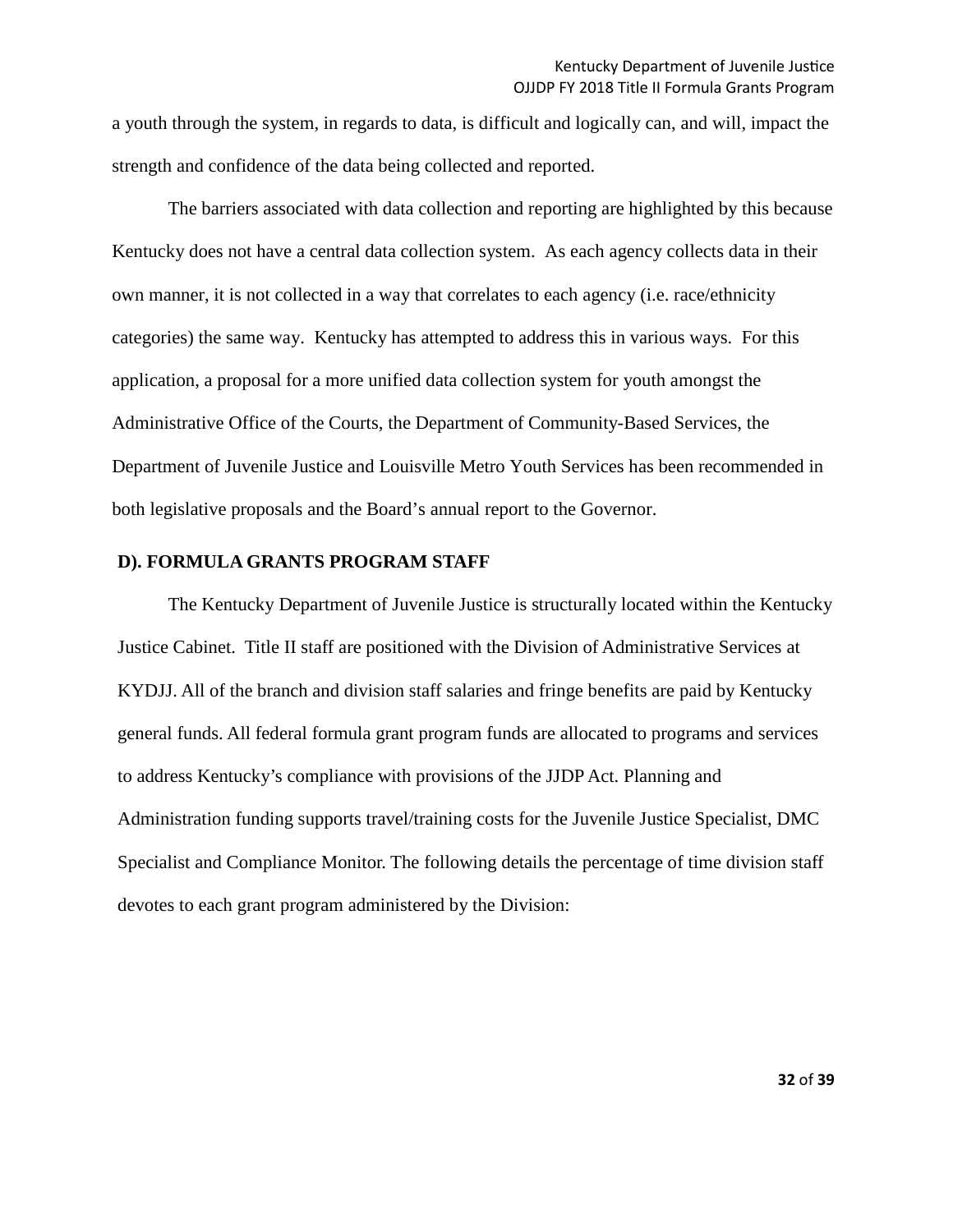a youth through the system, in regards to data, is difficult and logically can, and will, impact the strength and confidence of the data being collected and reported.

The barriers associated with data collection and reporting are highlighted by this because Kentucky does not have a central data collection system. As each agency collects data in their own manner, it is not collected in a way that correlates to each agency (i.e. race/ethnicity categories) the same way. Kentucky has attempted to address this in various ways. For this application, a proposal for a more unified data collection system for youth amongst the Administrative Office of the Courts, the Department of Community-Based Services, the Department of Juvenile Justice and Louisville Metro Youth Services has been recommended in both legislative proposals and the Board's annual report to the Governor.

**D). FORMULA GRANTS PROGRAM STAFF**

The Kentucky Department of Juvenile Justice is structurally located within the Kentucky Justice Cabinet. Title II staff are positioned with the Division of Administrative Services at KYDJJ. All of the branch and division staff salaries and fringe benefits are paid by Kentucky general funds. All federal formula grant program funds are allocated to programs and services to address Kentucky's compliance with provisions of the JJDP Act. Planning and Administration funding supports travel/training costs for the Juvenile Justice Specialist, DMC Specialist and Compliance Monitor. The following details the percentage of time division staff devotes to each grant program administered by the Division: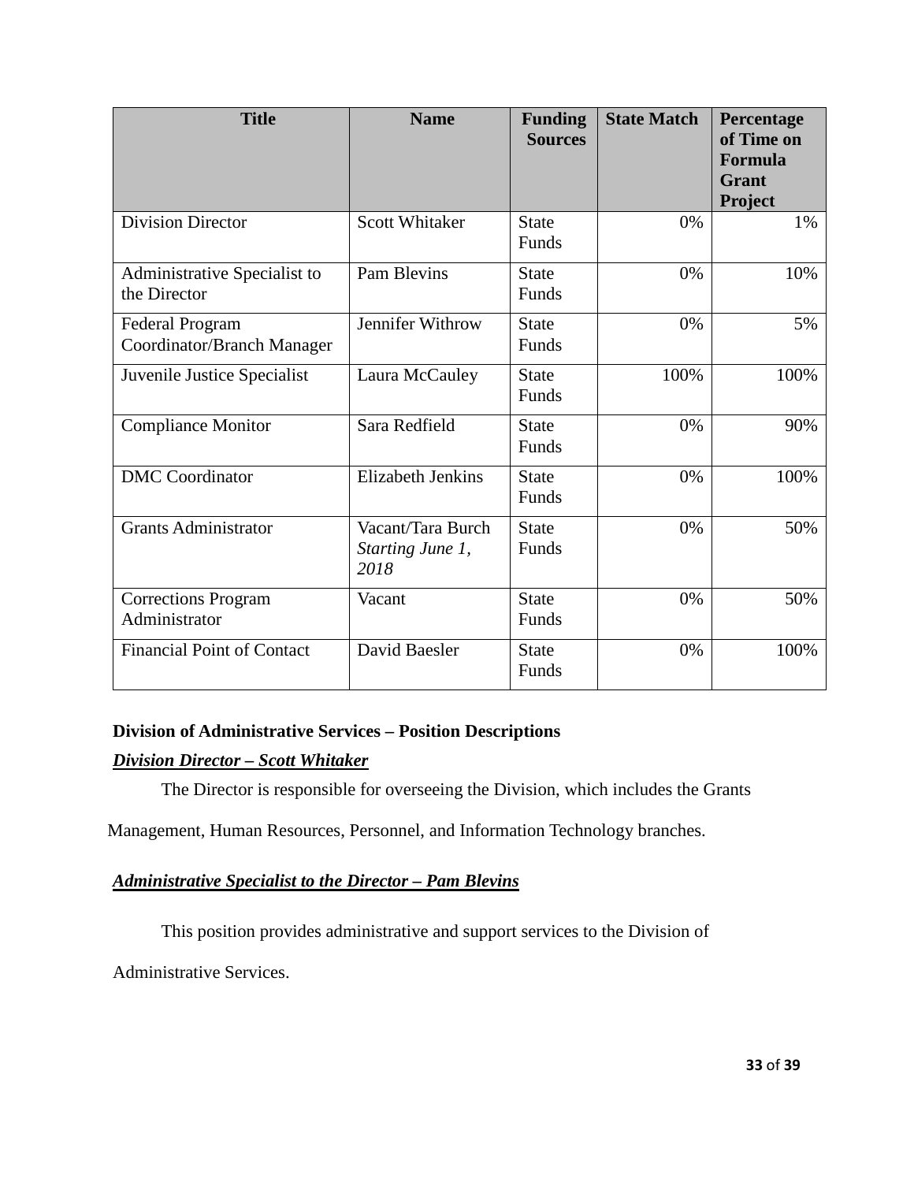| Title | Name | Funding Sources | State Match | Percentage of Time on Formula Grant Project |
|---|---|---|---|---|
| Division Director | Scott Whitaker | State Funds | 0% | 1% |
| Administrative Specialist to the Director | Pam Blevins | State Funds | 0% | 10% |
| Federal Program Coordinator/Branch Manager | Jennifer Withrow | State Funds | 0% | 5% |
| Juvenile Justice Specialist | Laura McCauley | State Funds | 100% | 100% |
| Compliance Monitor | Sara Redfield | State Funds | 0% | 90% |
| DMC Coordinator | Elizabeth Jenkins | State Funds | 0% | 100% |
| Grants Administrator | Vacant/Tara Burch *Starting June 1, 2018* | State Funds | 0% | 50% |
| Corrections Program Administrator | Vacant | State Funds | 0% | 50% |
| Financial Point of Contact | David Baesler | State Funds | 0% | 100% |

**Division of Administrative Services – Position Descriptions**

***Division Director – Scott Whitaker***

The Director is responsible for overseeing the Division, which includes the Grants Management, Human Resources, Personnel, and Information Technology branches.

***Administrative Specialist to the Director – Pam Blevins***

This position provides administrative and support services to the Division of Administrative Services.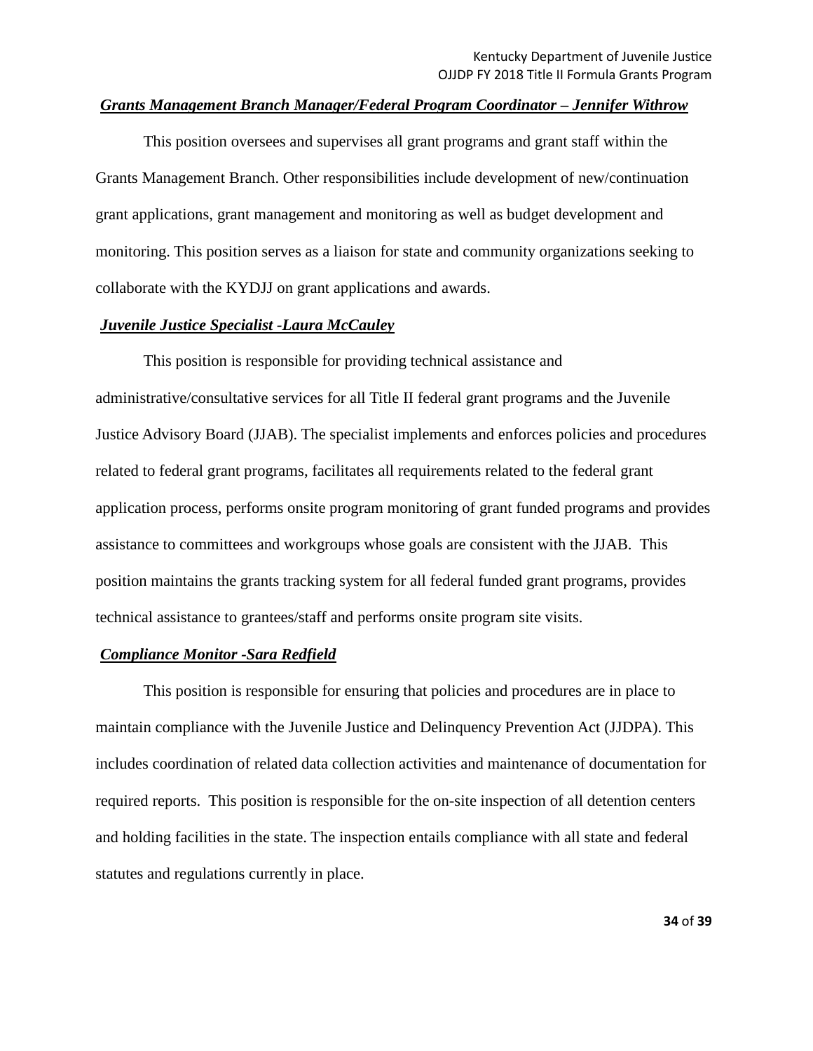***Grants Management Branch Manager/Federal Program Coordinator – Jennifer Withrow***

This position oversees and supervises all grant programs and grant staff within the Grants Management Branch. Other responsibilities include development of new/continuation grant applications, grant management and monitoring as well as budget development and monitoring. This position serves as a liaison for state and community organizations seeking to collaborate with the KYDJJ on grant applications and awards.

***Juvenile Justice Specialist -Laura McCauley***

This position is responsible for providing technical assistance and administrative/consultative services for all Title II federal grant programs and the Juvenile Justice Advisory Board (JJAB). The specialist implements and enforces policies and procedures related to federal grant programs, facilitates all requirements related to the federal grant application process, performs onsite program monitoring of grant funded programs and provides assistance to committees and workgroups whose goals are consistent with the JJAB. This position maintains the grants tracking system for all federal funded grant programs, provides technical assistance to grantees/staff and performs onsite program site visits.

***Compliance Monitor -Sara Redfield***

This position is responsible for ensuring that policies and procedures are in place to maintain compliance with the Juvenile Justice and Delinquency Prevention Act (JJDPA). This includes coordination of related data collection activities and maintenance of documentation for required reports. This position is responsible for the on-site inspection of all detention centers and holding facilities in the state. The inspection entails compliance with all state and federal statutes and regulations currently in place.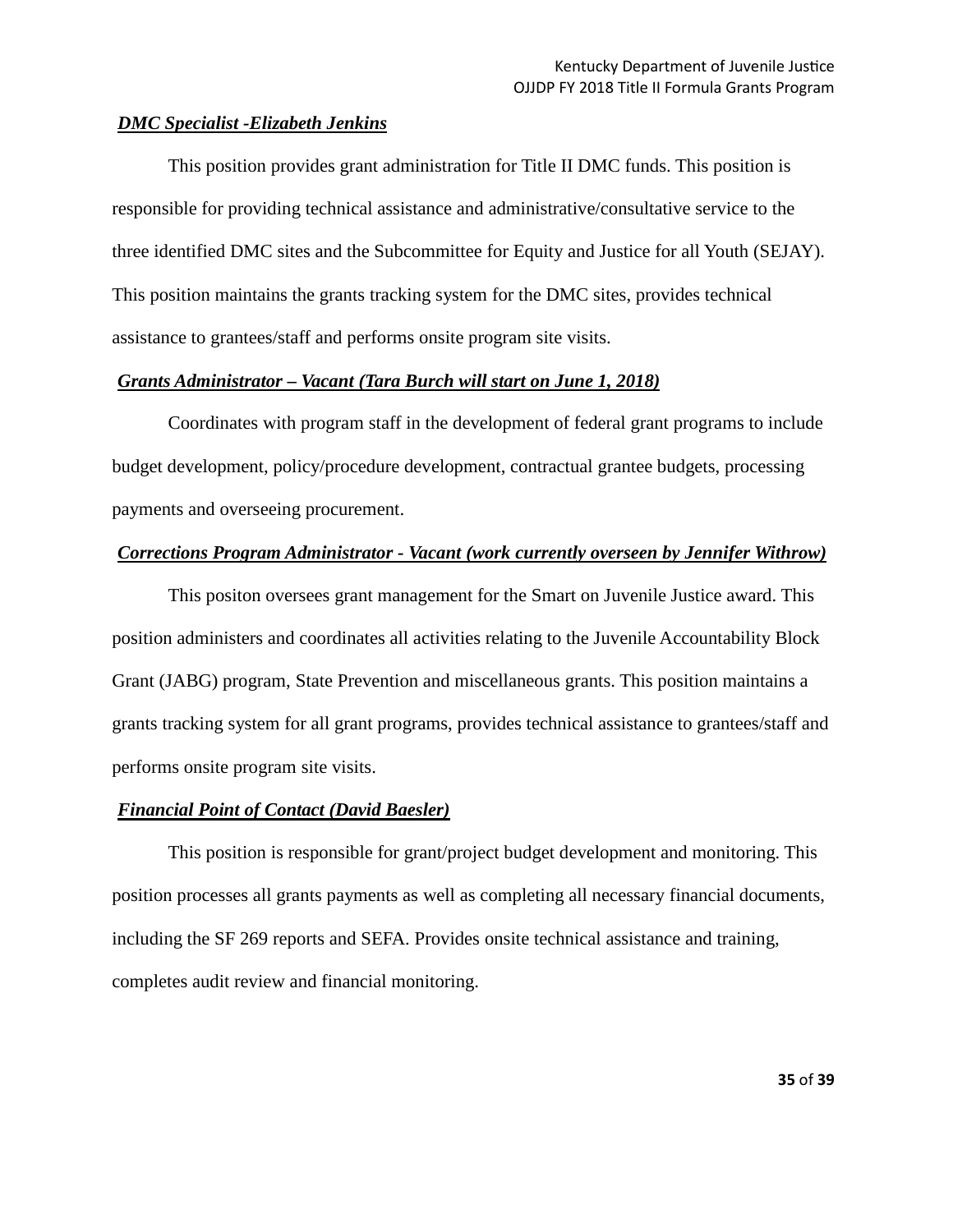***DMC Specialist -Elizabeth Jenkins***

This position provides grant administration for Title II DMC funds. This position is responsible for providing technical assistance and administrative/consultative service to the three identified DMC sites and the Subcommittee for Equity and Justice for all Youth (SEJAY). This position maintains the grants tracking system for the DMC sites, provides technical assistance to grantees/staff and performs onsite program site visits.

***Grants Administrator – Vacant (Tara Burch will start on June 1, 2018)***

Coordinates with program staff in the development of federal grant programs to include budget development, policy/procedure development, contractual grantee budgets, processing payments and overseeing procurement.

***Corrections Program Administrator - Vacant (work currently overseen by Jennifer Withrow)***

This positon oversees grant management for the Smart on Juvenile Justice award. This position administers and coordinates all activities relating to the Juvenile Accountability Block Grant (JABG) program, State Prevention and miscellaneous grants. This position maintains a grants tracking system for all grant programs, provides technical assistance to grantees/staff and performs onsite program site visits.

***Financial Point of Contact (David Baesler)***

This position is responsible for grant/project budget development and monitoring. This position processes all grants payments as well as completing all necessary financial documents, including the SF 269 reports and SEFA. Provides onsite technical assistance and training, completes audit review and financial monitoring.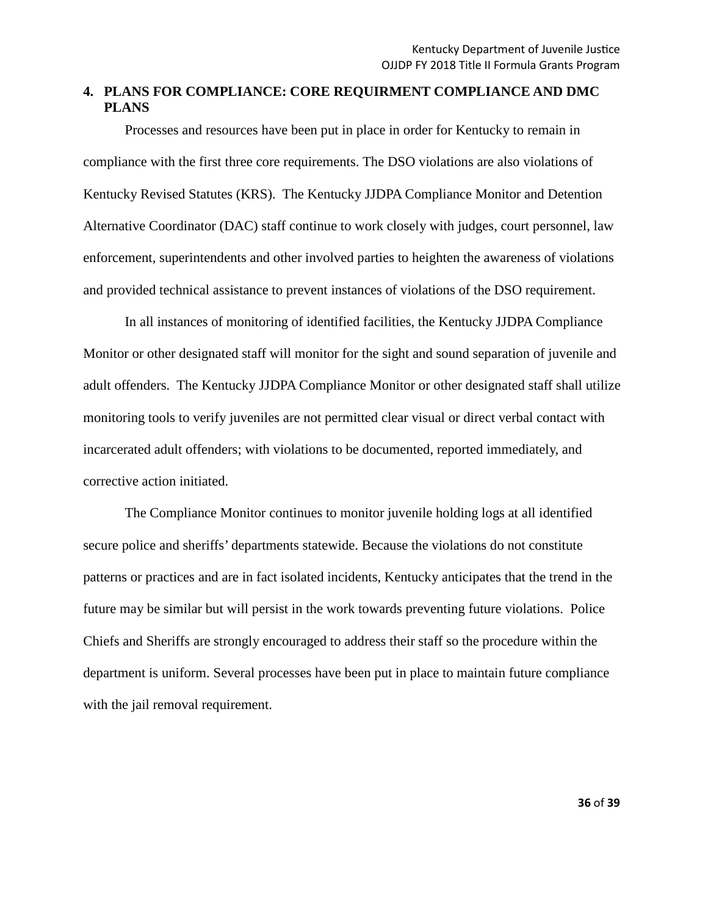## 4. PLANS FOR COMPLIANCE: CORE REQUIRMENT COMPLIANCE AND DMC PLANS

Processes and resources have been put in place in order for Kentucky to remain in compliance with the first three core requirements. The DSO violations are also violations of Kentucky Revised Statutes (KRS). The Kentucky JJDPA Compliance Monitor and Detention Alternative Coordinator (DAC) staff continue to work closely with judges, court personnel, law enforcement, superintendents and other involved parties to heighten the awareness of violations and provided technical assistance to prevent instances of violations of the DSO requirement.

In all instances of monitoring of identified facilities, the Kentucky JJDPA Compliance Monitor or other designated staff will monitor for the sight and sound separation of juvenile and adult offenders. The Kentucky JJDPA Compliance Monitor or other designated staff shall utilize monitoring tools to verify juveniles are not permitted clear visual or direct verbal contact with incarcerated adult offenders; with violations to be documented, reported immediately, and corrective action initiated.

The Compliance Monitor continues to monitor juvenile holding logs at all identified secure police and sheriffs' departments statewide. Because the violations do not constitute patterns or practices and are in fact isolated incidents, Kentucky anticipates that the trend in the future may be similar but will persist in the work towards preventing future violations. Police Chiefs and Sheriffs are strongly encouraged to address their staff so the procedure within the department is uniform. Several processes have been put in place to maintain future compliance with the jail removal requirement.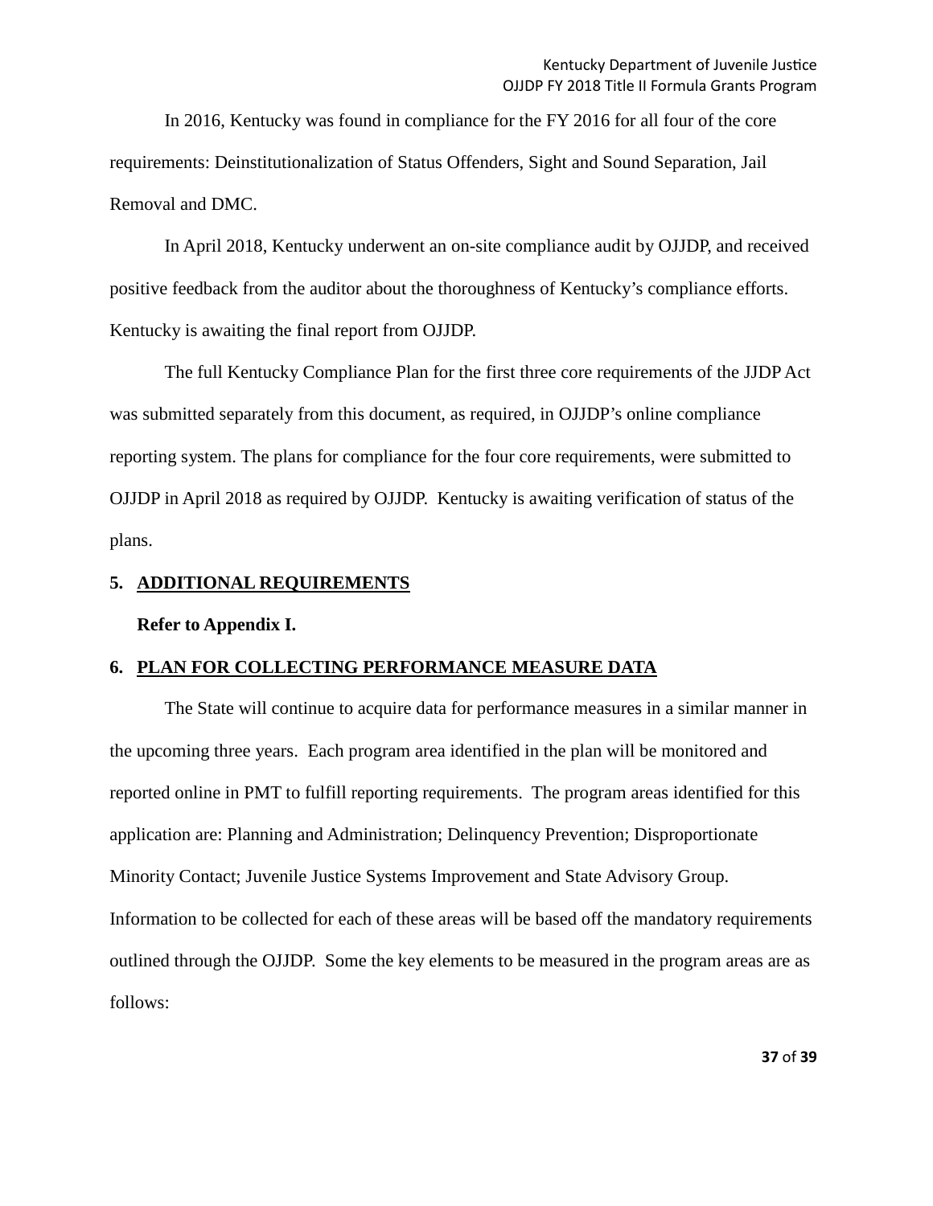In 2016, Kentucky was found in compliance for the FY 2016 for all four of the core requirements: Deinstitutionalization of Status Offenders, Sight and Sound Separation, Jail Removal and DMC.

In April 2018, Kentucky underwent an on-site compliance audit by OJJDP, and received positive feedback from the auditor about the thoroughness of Kentucky's compliance efforts. Kentucky is awaiting the final report from OJJDP.

The full Kentucky Compliance Plan for the first three core requirements of the JJDP Act was submitted separately from this document, as required, in OJJDP's online compliance reporting system. The plans for compliance for the four core requirements, were submitted to OJJDP in April 2018 as required by OJJDP. Kentucky is awaiting verification of status of the plans.

## 5. ADDITIONAL REQUIREMENTS

**Refer to Appendix I.**

## 6. PLAN FOR COLLECTING PERFORMANCE MEASURE DATA

The State will continue to acquire data for performance measures in a similar manner in the upcoming three years. Each program area identified in the plan will be monitored and reported online in PMT to fulfill reporting requirements. The program areas identified for this application are: Planning and Administration; Delinquency Prevention; Disproportionate Minority Contact; Juvenile Justice Systems Improvement and State Advisory Group. Information to be collected for each of these areas will be based off the mandatory requirements outlined through the OJJDP. Some the key elements to be measured in the program areas are as follows: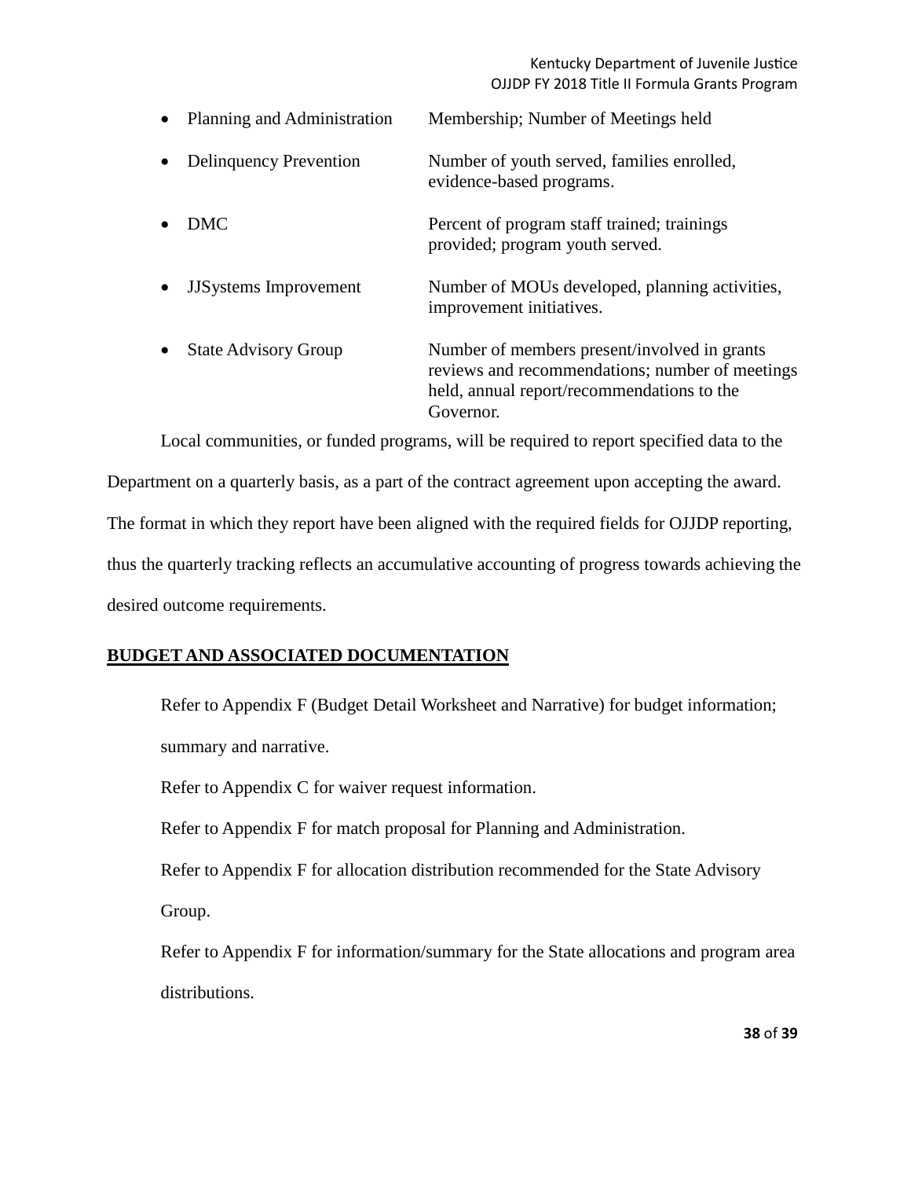- Planning and Administration — Membership; Number of Meetings held
- Delinquency Prevention — Number of youth served, families enrolled, evidence-based programs.
- DMC — Percent of program staff trained; trainings provided; program youth served.
- JJSystems Improvement — Number of MOUs developed, planning activities, improvement initiatives.
- State Advisory Group — Number of members present/involved in grants reviews and recommendations; number of meetings held, annual report/recommendations to the Governor.

Local communities, or funded programs, will be required to report specified data to the Department on a quarterly basis, as a part of the contract agreement upon accepting the award. The format in which they report have been aligned with the required fields for OJJDP reporting, thus the quarterly tracking reflects an accumulative accounting of progress towards achieving the desired outcome requirements.

## BUDGET AND ASSOCIATED DOCUMENTATION

Refer to Appendix F (Budget Detail Worksheet and Narrative) for budget information; summary and narrative.

Refer to Appendix C for waiver request information.

Refer to Appendix F for match proposal for Planning and Administration.

Refer to Appendix F for allocation distribution recommended for the State Advisory Group.

Refer to Appendix F for information/summary for the State allocations and program area distributions.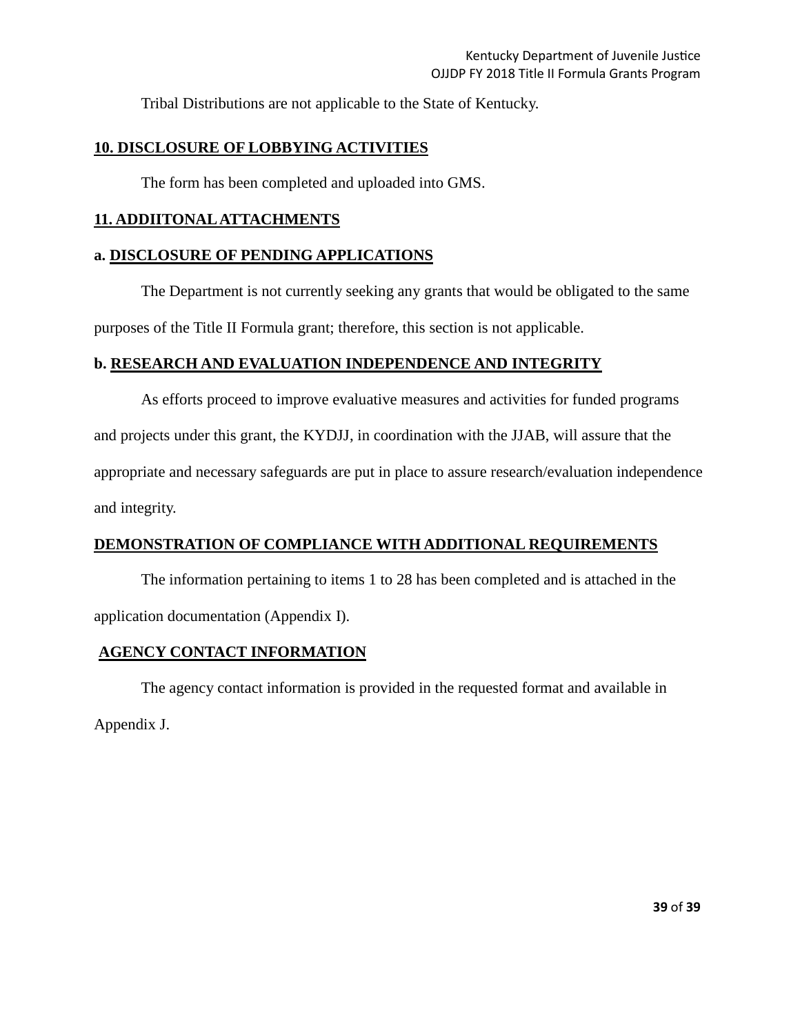Tribal Distributions are not applicable to the State of Kentucky.

## 10. DISCLOSURE OF LOBBYING ACTIVITIES

The form has been completed and uploaded into GMS.

## 11. ADDIITONAL ATTACHMENTS

### a. DISCLOSURE OF PENDING APPLICATIONS

The Department is not currently seeking any grants that would be obligated to the same purposes of the Title II Formula grant; therefore, this section is not applicable.

### b. RESEARCH AND EVALUATION INDEPENDENCE AND INTEGRITY

As efforts proceed to improve evaluative measures and activities for funded programs and projects under this grant, the KYDJJ, in coordination with the JJAB, will assure that the appropriate and necessary safeguards are put in place to assure research/evaluation independence and integrity.

## DEMONSTRATION OF COMPLIANCE WITH ADDITIONAL REQUIREMENTS

The information pertaining to items 1 to 28 has been completed and is attached in the application documentation (Appendix I).

## AGENCY CONTACT INFORMATION

The agency contact information is provided in the requested format and available in Appendix J.